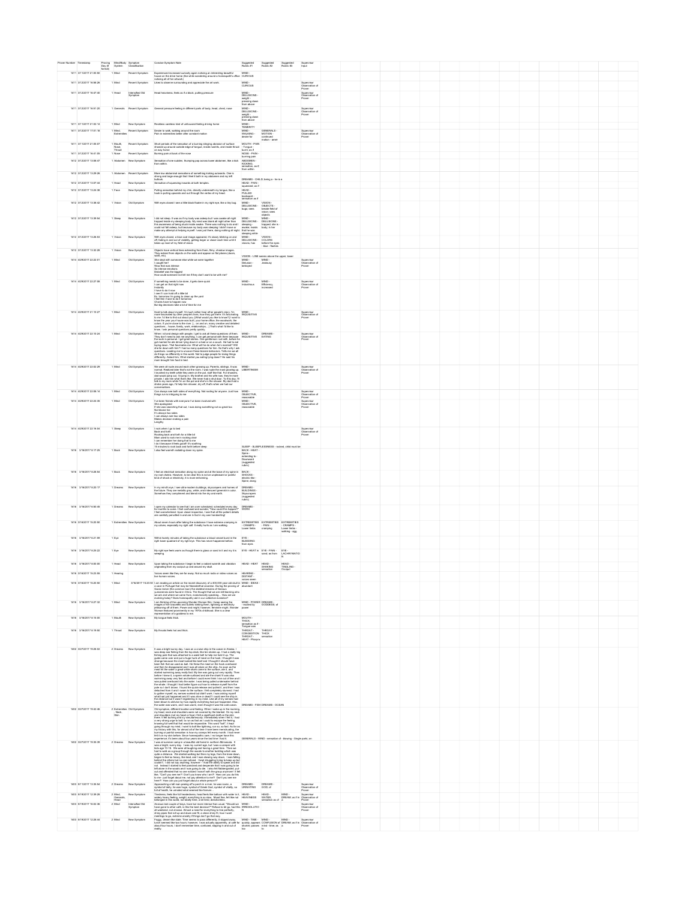| Prover Number | Timestamp | Proving Day (# format) | Mind/Body System | Symptom Classification | Concise Symptom Note | Suggested Rubric #1 | Suggested Rubric #2 | Suggested Rubric #3 | Supervisor Input |
|---|---|---|---|---|---|---|---|---|---|
| 1411 | 3/11/2017 21:00:00 | 1 | Mind | Recent Symptom | Experienced increased curiosity again noticing an interesting beautiful house on the drive home | MIND - CURIOUS | | | |
| 1411 | 3/12/2017 16:08:26 | 1 | Mind | Recent Symptom | Likes to observe surrounding and appreciate the art work | MIND - CURIOUS | | | Supervisor Observation of Prover |
| 1411 | 3/12/2017 16:47:40 | 1 | Head | Intensified Old Symptom | Head heaviness, feels as if a block, pulling pressure | MIND - DELUSIONS - weight - pressing down from above | | | Supervisor Observation of Prover |
| 1411 | 3/12/2017 16:51:26 | 1 | Generals | Recent Symptom | General pressure feeling in different parts of body, head, chest, nose | MIND - DELUSIONS - weight - pressing down from above | | | Supervisor Observation of Prover |
| 1411 | 3/11/2017 21:32:14 | 1 | Mind | New Symptom | Restless careless kind of unfocused feeling driving home | MIND - TEMERITY | | | |
| 1411 | 3/12/2017 17:01:16 | 1 | Mind, Extremities | Recent Symptom | Desire to walk, walking around the room. Pain in extremities better after constant motion | MIND - WALKING - desire for | GENERALS - MOTION - continued motion - amel. | | Supervisor Observation of Prover |
| 1411 | 3/11/2017 21:09:07 | 1 | Mouth, Nose, Throat | Recent Symptom | Short periods of the sensation of a burning stinging abrasion of surface of tongue, inside nostrils, and inside throat on way home | MOUTH - PAIN - Tongue - burnt; as if | | | |
| 1411 | 3/12/2017 16:41:05 | 1 | Nose | Recent Symptom | Burning pain at back of the nose | NOSE - PAIN - burning pain | | | |
| 1412 | 3/12/2017 13:08:47 | 1 | Abdomen | New Symptom | Sensation of one sudden, thumping pop across lower abdomen, like a kick from within. | ABDOMEN - KICKING sensation; as if from within | | | |
| 1412 | 3/12/2017 13:29:26 | 1 | Abdomen | Recent Symptom | More low abdominal sensations of something kicking outwards. One is strong and large enough that I feel it both in my abdomen and my left buttock. | DREAMS - CHILD; being a - for is a | | | |
| 1412 | 3/12/2017 13:07:44 | 1 | Head | New Symptom | Sensation of squeezing inwards at both temples. | HEAD - PAIN - squeezed; as if | | | |
| 1412 | 3/12/2017 13:24:38 | 1 | Face | New Symptom | Pulling sensation behind my chin, directly underneath my tongue, like a hook is pulling upwards and out through the vertex of my head. | HEAD - PULLED backward - sensation as if | | | |
| 1412 | 3/12/2017 13:38:42 | 1 | Vision | Old Symptom | With eyes closed I see a little black floater in my right eye, like a tiny bug. | MIND - DELUSIONS - bugs; sees | VISION - OBJECTS - beside field of vision; sees objects | | |
| 1412 | 3/12/2017 13:39:54 | 1 | Sleep | New Symptom | I did not sleep. It was as if my body was asleep but I was awake all night trapped inside my sleeping body. | MIND - DELUSIONS - sleeping - awake; insists that he was sleeping while | MIND - DELUSIONS - trapped; she is - body; in her | | |
| 1412 | 3/12/2017 13:28:53 | 1 | Vision | New Symptom | With eyes closed, a blue oval image appeared, it's slowly blinking on and off, fading in and out of visibility, getting larger or closer each time until it takes up most of my field of vision | MIND - DELUSIONS - visions, has | VISION - COLORS before the eyes - blue - flashes | | |
| 1412 | 3/12/2017 13:32:28 | 1 | Vision | New Symptom | Objects have vertical lines extending from them, filmy, shadow images. They extend from objects on the walls and appear on flat planes (doors, walls, etc) | VISION - LINE seems above the upper, lower | | | |
| 1414 | 4/29/2017 22:22:01 | 1 | Mind | Old Symptom | She died with someone else while we were together. I caught her! Wow that was intense. So intense emotions. Disbelief was the biggest. How could someone not tell me if they don't want to be with me? | MIND - Delusion - betrayed | MIND - Jealousy | | Supervisor Observation of Prover |
| 1414 | 4/29/2017 22:27:58 | 1 | Mind | Old Symptom | If something needs to be done, it gets done quick. I can get on that right now. Instantly. I have to do it now. I see if I can hold off a little bit. So, tomorrow I'm going to clean up the yard. I feel like I have to do it tomorrow. Chores have to happen now. But big decisions take a lot of time for me | MIND - Industrious | MIND - Efficiency, increased | | Supervisor Observation of Prover |
| 1414 | 4/29/2017 21:10:27 | 1 | Mind | Old Symptom | Hard to talk about myself. I'd much rather hear other people's story. I'm more fascinated by other people's lives, how they got there. It's fascinating to me. I'd like to find out about you. | MIND - INQUISITIVE | | | Supervisor Observation of Prover |
| 1414 | 4/29/2017 22:15:24 | 1 | Mind | Old Symptom | When I sit and design with people, I get to ask all these questions of them. They don't need to ask me anything. I can get personal with them because the work is personal. | MIND - INQUISITIVE | DREAMS - EATING | | Supervisor Observation of Prover |
| 1414 | 4/29/2017 22:02:29 | 1 | Mind | Old Symptom | We were all nude around each other growing up. Parents, siblings. It was normal. Realized later that's not the norm. | MIND - LIBERTINISM | | | Supervisor Observation of Prover |
| 1414 | 4/29/2017 22:09:14 | 1 | Mind | Old Symptom | Can always see both sides of everything. Not rooting for anyone. Just how things are is intriguing to me | MIND - OBJECTIVE, reasonable | | | Supervisor Observation of Prover |
| 1414 | 4/29/2017 22:24:35 | 1 | Mind | Old Symptom | I've been friends with everyone I've been involved with. She apologized. If she was searching that out, I was doing something not so great too. Not blame her. It's always two sides. I can always see two sides. Makes decision-making a pain. Lengthy | MIND - OBJECTIVE, reasonable | | | Supervisor Observation of Prover |
| 1414 | 4/29/2017 22:18:54 | 1 | Sleep | Old Symptom | I rock when I go to bed. Back and forth. Rocking back and forth for a little bit. Mom used to rock me in rocking chair. I can remember her doing that to me. I do it because it feels good! It's soothing. 15 minutes to rock back and forth before sleep | SLEEP - SLEEPLESSNESS - rocked, child must be | | | Supervisor Observation of Prover |
| 1416 | 3/16/2017 6:17:29 | 1 | Back | New Symptom | I also feel warmth radiating down my spine. | BACK - HEAT - Spine - extending to - Downward (suggested rubric) | | | |
| 1416 | 3/16/2017 6:28:54 | 1 | Back | New Symptom | I feel an electrical sensation along my spine and at the base of my spine in my root chakra. It is not an unpleasant or painful kind of shock or electricity, it is more enlivening. | BACK - SHOCKS - electric-like - Spine; along | | | |
| 1416 | 3/16/2017 6:20:17 | 1 | Dreams | New Symptom | In my mind's eye, I see ultra-modern buildings, skyscrapers and homes of the future. They are metallic gray, white, and iridescent greenish in color. Somehow they compliment and blend into the sky and earth. | DREAMS - BUILDINGS - Skyscrapers (suggested rubric) | | | |
| 1416 | 3/16/2017 6:50:40 | 1 | Dreams | New Symptom | I open my calendar to see that I am over scheduled; scheduled every day for months to come. I feel confused and wonder, "How could this happen?" I feel overwhelmed. Upon closer inspection, I see that all the patient details are carefully pencilled in and are in fact in my own handwriting! | DREAMS - WORK | | | |
| 1416 | 3/16/2017 6:20:00 | 1 | Extremities | New Symptom | About seven hours after taking the substance I have extreme cramping in my calves, especially my right calf. It really hurts as I am walking. | EXTREMITIES - CRAMPS - Lower limbs | EXTREMITIES - PAIN - cramping | EXTREMITIES - CRAMPS - Lower limbs - walking - agg. | |
| 1416 | 3/16/2017 6:21:08 | 1 | Eye | New Symptom | Within twenty minutes of taking the substance a blood vessel burst in the right lower quadrant of my right eye. This has never happened before. | EYE - BLEEDING from eyes | | | |
| 1416 | 3/16/2017 6:29:22 | 1 | Eye | New Symptom | My right eye feels warm as though there is glass or sand in it and my it is weeping. | EYE - HEAT in | EYE - PAIN - sand; as from | EYE - LACHRYMATION | |
| 1416 | 3/16/2017 6:30:00 | 1 | Head | New Symptom | Upon taking the substance I begin to feel a radiant warmth and vibration originating from my occiput up and around my skull. | HEAD - HEAT | HEAD - SHAKING sensation | HEAD - TINGLING - Occiput | |
| 1416 | 3/16/2017 6:23:00 | 1 | Hearing | | Voices seem like they are far away. Not so much radio or video voices as live human voices. | HEARING - DISTANT - voices seem | | | |
| 1416 | 3/16/2017 15:20:00 | 1 | Mind | | 3/16/2017 15:20:50 I am reading an article on the recent discovery of a 400,000-year-old skull in a cave in Portugal that may be Neanderthal ancestor. | MIND - IDEAS - abundant | | | |
| 1416 | 3/16/2017 6:27:32 | 1 | Mind | New Symptom | I am thinking of the upcoming Wonder Woman film. I keep seeing the images of her bracelets and bullets striking them, lightning or electricity glittering off of them. Power and might, however, feminine might. | MIND - POWER - exalted by | DREAMS - GODDESS; of power | | |
| 1416 | 3/16/2017 6:15:00 | 1 | Mouth | New Symptom | My tongue feels thick. | MOUTH - THICK; sensation as if - Tongue was | | | |
| 1416 | 3/16/2017 6:19:00 | 1 | Throat | New Symptom | My throat feels hot and thick. | THROAT - CONGESTION THROAT - HEAT - Pharynx | THROAT - THICK sensation | | |
| 1402 | 3/27/2017 19:26:32 | 2 | Dreams | New Symptom | It was a bright sunny day. I was on a cruise ship in the ocean in Alaska. I was deep sea fishing from the top deck. | DREAMS - FISH DREAMS - OCEAN | | | |
| 1402 | 3/27/2017 19:42:46 | 2 | Extremities, Neck, Skin | Old Symptom | Old symptom, different location and feeling. When I woke up in the morning, my head, neck and shoulders were not covered by the blanket. | GENERALS - WIND - sensation of - blowing - Single parts; on | | | |
| 1402 | 3/27/2017 19:35:39 | 2 | Dreams | New Symptom | I was at summer camp in a beautiful old forest in northern Minnesota. It was a bright, sunny day. | | | | |
| 1403 | 5/11/2017 15:33:34 | 2 | Dreams | New Symptom | Approaching a tall man peeing off a porch in a river, he was iconic, a symbol of deity. He was huge, symbol of Greek God, symbol of virility, so full of health, he urinated what seemed like forever... | DREAMS - URINATING | DREAMS - GOD; of | | Supervisor Observation of Prover |
| 1403 | 5/11/2017 12:39:26 | 2 | Mind, Generals, Head | New Symptom | Tiredness, feels like full headedness, head feels like balloon with water in it, watery heavy feeling, weight, everything is so slow. | HEAD - HEAVINESS | HEAD - WATER; sensation as of | MIND - DREAM; as if in a | Supervisor Observation of Prover |
| 1403 | 5/11/2017 16:02:36 | 2 | Mind | Intensified Old Symptom | Anxious last couple of days, have had more intense than usual. | MIND - IRRESOLUTION | | | Supervisor Observation of Prover |
| 1403 | 5/11/2017 12:28:44 | 2 | Mind | New Symptom | Foggy, dream-like state. Time seems to pass differently, it slipped away. | MIND - TIME - quickly, appears shorter; passes too | MIND - CONFUSION of mind - time; as to | MIND - DREAM; as if in a | Supervisor Observation of Prover |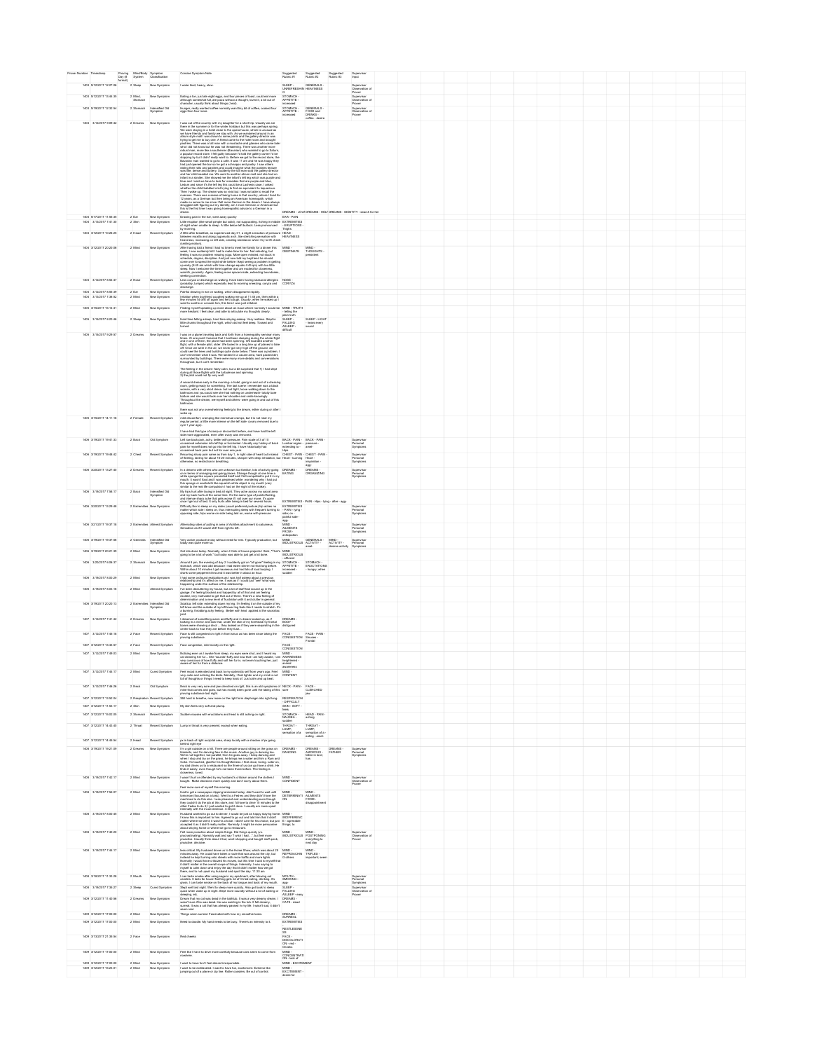| Prover Number | Timestamp | Proving Day (# format) | Mind/Body System | Symptom Classification | Concise Symptom Note | Suggested Rubric #1 | Suggested Rubric #2 | Suggested Rubric #3 | Supervisor Input |
|---|---|---|---|---|---|---|---|---|---|
| 1403 | 9/12/2017 12:27:38 | 2 | Sleep | New Symptom | I woke tired, heavy, slow. | SLEEP - UNREFRESHING | GENERALS - HEAVINESS | | Supervisor Observation of Prover |
| 1403 | 9/12/2017 13:44:39 | 2 | Mind, Stomach | New Symptom | Eating a ton, just ate eight eggs, and four pieces of toast, could eat more although somewhat full, ate pizza without a thought, loved it, a lot out of character, usually think about things (I eat). | STOMACH - APPETITE - increased | | | Supervisor Observation of Prover |
| 1403 | 9/16/2017 12:32:34 | 2 | Stomach | Intensified Old Symptom | Hungry, really wanted coffee normally want tiny bit of coffee, cooked four eggs then four more. | STOMACH - APPETITE - increased | GENERALS - FOOD and DRINKS - coffee - desire | | Supervisor Observation of Prover |
| 1404 | 3/12/2017 9:09:42 | 2 | Dreams | New Symptom | I was out of the country with my daughter for a short trip. ... | DREAMS - JOURNEY | DREAMS - HELP | DREAMS - IDENTITY - search for her | |
| 1404 | 9/17/2017 11:56:39 | 2 | Ear | New Symptom | Drawing pain in the ear, went away quickly | EAR - PAIN | | | |
| 1404 | 3/13/2017 7:41:30 | 2 | Skin | New Symptom | Little eruption (like small pimple but solid), not suppurating, itching in middle of night when unable to sleep. A little below left buttock. Less pronounced by morning. | EXTREMITIES - ERUPTIONS - Thighs | | | |
| 1404 | 3/12/2017 10:26:26 | 2 | Head | Recent Symptom | A little after breakfast, as experienced day 01, a slight sensation of pressure between mouths and along zygomatic arch, like stretching sensation with heaviness, increasing on left side, creating resistance when I try to lift cheeks (smiling motion). | HEAD - HEAVINESS | | | |
| 1404 | 3/12/2017 20:20:08 | 2 | Mind | New Symptom | ... | MIND - OBSTINATE | MIND - THOUGHTS - persistent | | |
| 1404 | 3/12/2017 9:56:47 | 2 | Nose | Recent Symptom | Less coryza or discharge on waking. Have been having seasonal allergies (probably Juniper) which especially lead to morning sneezing, coryza and discharge. | NOSE - CORYZA | | | |
| 1404 | 3/12/2017 6:59:39 | 2 | Ear | New Symptom | Painful drawing in ear on waking, which disappeared rapidly. | | | | |
| 1404 | 3/13/2017 7:38:42 | 2 | Mind | New Symptom | Irritation when boyfriend coughed waking me up at 11:45 pm, then within a few minutes I'd drift off again and he'd cough. Usually, when he wakes up I tend to soothe or console him, this time I was just irritated. | | | | |
| 1405 | 3/13/2017 19:14:31 | 2 | Mind | New Symptom | Finding myself speaking up more about an issue where normally I would be more hesitant. I feel clear, and able to articulate my thoughts clearly. | MIND - TRUTH - telling the plain truth | | | |
| 1405 | 3/19/2017 8:20:46 | 2 | Sleep | New Symptom | Hard time falling asleep; hard time staying asleep. Very restless. Slept in little chunks throughout the night, which did not feel deep. Tossed and turned. | SLEEP - FALLING ASLEEP - difficult | SLEEP - LIGHT - hears every sound | | |
| 1405 | 3/19/2017 9:29:57 | 2 | Dreams | New Symptom | I was on a plane traveling back and forth from a homeopathic seminar many times. ... | | | | |
| 1405 | 3/19/2017 14:11:16 | 2 | Female | Recent Symptom | mild discomfort, cramping like menstrual cramps, but it is not near my regular period. a little more intense on the left side (ovary removed due to cyst 1 year ago). I have had this type of cramp or discomfort before, and have had the left side more aggravated, even after ovary was removed. | | | | |
| 1406 | 3/19/2017 19:41:33 | 2 | Back | Old Symptom | Left low back pain, achy, better with pressure. Pain scale of 3 of 10 occasional extension into left hip or trochanter. Usually my history of back pain for myself does not go into the left hip. I have historically had occasional back pain but not for over one year. | BACK - PAIN - Lumbar region - extending to - Hips | BACK - PAIN - pressure - amel. | | Supervisor Personal Symptoms |
| 1406 | 3/19/2017 19:46:42 | 2 | Chest | Recent Symptom | Recurring sharp pain same as from day 1, in right side of heart but instead of fleeting, lasting for about 15-20 minutes, sharper with deep inhalation, but otherwise, no restriction in breathing. | CHEST - PAIN - Heart - burning | CHEST - PAIN - Heart - inspiration - agg. | | Supervisor Personal Symptoms |
| 1406 | 3/20/2017 13:27:40 | 2 | Dreams | Recent Symptom | In a dreams with others who are unknown but familiar, lots of activity going on in terms of arranging and going places. ... | DREAMS - EATING | DREAMS - ORGANIZING | | Supervisor Personal Symptoms |
| 1406 | 3/19/2017 7:58:17 | 2 | Back | Intensified Old Symptom | My hips hurt after laying in bed all night. ... | EXTREMITIES - PAIN - Hips - lying - after - agg. | | | |
| 1406 | 3/20/2017 13:29:08 | 2 | Extremities | New Symptom | Difficulty to sleep on my sides. ... | EXTREMITIES - PAIN - lying - side; on - painful side - agg. | | | Supervisor Personal Symptoms |
| 1406 | 3/21/2017 19:37:19 | 2 | Extremities | Altered Symptom | Alternating sides of pulling in area of Achilles attachment to calcaneus. Sensation as if it would shift from right to left. | MIND - AILMENTS FROM - anticipation | | | Supervisor Personal Symptoms |
| 1406 | 3/19/2017 19:37:06 | 2 | Generals | Intensified Old Symptom | Very active productive day without need for rest. Typically productive, but today was quite more so. | MIND - INDUSTRIOUS | GENERALS - ACTIVITY - amel. | MIND - ACTIVITY - desires activity | Supervisor Personal Symptoms |
| 1406 | 3/19/2017 20:21:39 | 2 | Mind | New Symptom | Got lots done today. ... | MIND - INDUSTRIOUS - efficient | | | |
| 1406 | 3/20/2017 6:06:37 | 2 | Stomach | New Symptom | Around 6 pm ... | STOMACH - APPETITE - increased - sudden | STOMACH - ERUCTATIONS - hungry; when | | |
| 1406 | 3/19/2017 6:00:29 | 2 | Mind | New Symptom | I had some profound realizations ... | | | | |
| 1406 | 3/19/2017 6:03:16 | 2 | Mind | Altered Symptom | ... | | | | |
| 1406 | 3/19/2017 20:20:13 | 2 | Extremities | Intensified Old Symptom | Sciatica ... | | | | |
| 1407 | 3/12/2017 7:41:42 | 2 | Dreams | New Symptom | I dreamed of something warm and fluffy ... | DREAMS - BODY - disfigured | | | |
| 1407 | 3/12/2017 7:49:18 | 2 | Face | Recent Symptom | Face is still congested on right in front sinuses as has been since taking the proving substance. | FACE - CONGESTION | FACE - PAIN - Sinuses - Frontal | | |
| 1407 | 3/12/2017 13:43:37 | 2 | Face | Recent Symptom | Face congestion, mild mostly on the right. | FACE - CONGESTION | | | |
| 1407 | 3/12/2017 7:49:03 | 2 | Mind | New Symptom | Noticing even as I awoke ... | MIND - AWARENESS heightened - animal awareness | | | |
| 1407 | 3/12/2017 7:44:17 | 2 | Mind | Cured Symptom | Feel mood is elevated ... | MIND - CONTENT | | | |
| 1407 | 3/12/2017 7:44:26 | 2 | Neck | Old Symptom | Neck is very very sore and jaw clenched on right ... | NECK - PAIN - sore | FACE - CLENCHED - jaw | | |
| 1407 | 3/12/2017 13:52:04 | 2 | Respiration | Recent Symptom | Still hard to breathe, now more on the right form diaphragm into right lung. | RESPIRATION - DIFFICULT | | | |
| 1407 | 3/12/2017 13:53:17 | 2 | Skin | New Symptom | My skin feels very soft and plump. | SKIN - SOFT - feels | | | |
| 1407 | 3/12/2017 13:52:35 | 2 | Stomach | Recent Symptom | Sudden nausea with eructations and head is still aching on right. | STOMACH - NAUSEA - sudden | HEAD - PAIN - aching | | |
| 1407 | 3/12/2017 14:43:40 | 2 | Throat | Recent Symptom | Lump in throat is very present, except when eating. | THROAT - LUMP; sensation of a | THROAT - LUMP; sensation of a - eating - amel. | | |
| 1407 | 3/12/2017 14:49:54 | 2 | Head | Recent Symptom | pc in back of right occipital area, sharp locally with a shadow of pc going behind right eye. | | | | |
| 1408 | 3/18/2017 19:21:09 | 2 | Dreams | New Symptom | ... | DREAMS - DANCING | DREAMS - AMOROUS - fallen in love; has | DREAMS - FATHER | Supervisor Personal Symptoms |
| 1408 | 3/19/2017 7:42:17 | 2 | Mind | New Symptom | I wasn't hurt or offended by my husband's criticism around the clothes I bought. ... | MIND - CONFIDENT | | | Supervisor Observation of Prover |
| 1408 | 3/19/2017 7:59:07 | 2 | Mind | New Symptom | ... | MIND - DETERMINATION | MIND - AILMENTS FROM - disappointment | | |
| 1408 | 3/19/2017 8:00:46 | 2 | Mind | New Symptom | Husband wanted to go out to dinner ... | MIND - INDIFFERENCE - agreeable things; to | | | |
| 1408 | 3/19/2017 7:40:20 | 2 | Mind | New Symptom | Felt more proactive ... | MIND - INDUSTRIOUS | MIND - POSTPONING everything to next day | | Supervisor Observation of Prover |
| 1408 | 3/19/2017 7:44:17 | 2 | Mind | New Symptom | less critical ... | MIND - REPROACHING - others | MIND - TRIFLES - important; seem | | |
| 1408 | 3/18/2017 11:33:28 | 2 | Mouth | New Symptom | I can taste smoke after using sage ... | MOUTH - SMOKING - agg. | | | Supervisor Personal Symptoms |
| 1408 | 3/19/2017 7:35:27 | 2 | Sleep | Cured Symptom | Slept well last night ... | SLEEP - FALLING ASLEEP - easy | | | Supervisor Observation of Prover |
| 1408 | 3/19/2017 11:40:08 | 2 | Dreams | New Symptom | Dreamt that my cat was dead in the bathtub ... | DREAMS - CATS - dead | | | |
| 1409 | 3/12/2017 17:00:00 | 2 | Mind | New Symptom | Things seem surreal. Fascinated with how my smoothie looks. | DREAMS - SURREAL | | | |
| 1409 | 3/12/2017 17:00:00 | 2 | Mind | Intensified Old Symptom | Need to doodle. My hand needs to be busy. There's an intensity to it. | EXTREMITIES - RESTLESSNESS | | | |
| 1409 | 3/13/2017 21:35:54 | 2 | Face | New Symptom | Red cheeks | FACE - DISCOLORATION - red - Cheeks | | | |
| 1409 | 3/12/2017 17:00:00 | 2 | Mind | New Symptom | Feel like I have to drive more carefully because cars seem to come from nowhere. | MIND - CONCENTRATION - lack of | | | |
| 1409 | 3/12/2017 17:00:00 | 2 | Mind | New Symptom | I want to have fun! I feel almost irresponsible. | MIND - EXCITEMENT | | | |
| 1409 | 3/12/2017 15:23:07 | 2 | Mind | New Symptom | I want to be exhilarated. I want to have fun, excitement. Extreme like jumping out of a plane or zip line. Rather outdoors. Be out of control. | MIND - EXCITEMENT - desire for | | | |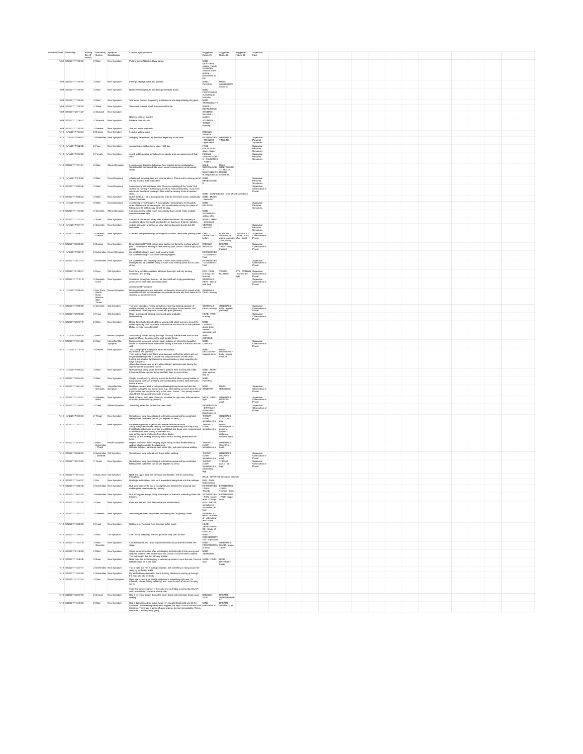| Prover Number | Timestamp | Proving Day (# format) | Mind/Body System | Symptom Classification | Concise Symptom Note | Suggested Rubric #1 | Suggested Rubric #2 | Suggested Rubric #3 | Supervisor Input |
|---|---|---|---|---|---|---|---|---|---|
| 1409 | 3/12/2017 17:00:00 | 2 | Mind | New Symptom | Picking fuzz off blanket. Busy hands. | MIND - GESTURES, makes - hands; involuntary motions of the - picking bedclothes; at the | | | |
| 1409 | 3/12/2017 17:00:00 | 2 | Mind | New Symptom | Feelings of playfulness and silliness. | MIND - PLAYFUL | MIND - AMUSEMENT - desire for | | |
| 1409 | 3/12/2017 17:00:00 | 2 | Mind | New Symptom | Not overthinking issues and taking immediate action. | MIND - POSTPONING everything to next day | | | |
| 1409 | 3/12/2017 17:00:00 | 2 | Mind | New Symptom | She wants more of the proving substance so she keeps feeling this good. | MIND - TRANQUILLITY | | | |
| 1409 | 3/12/2017 17:00:00 | 2 | Sleep | New Symptom | Sleep was relaxed, which was unusual for me. | SLEEP - REFRESHING | | | |
| 1409 | 3/13/2017 20:11:27 | 2 | Stomach | New Symptom | Nausea, intense, sudden. | STOMACH - NAUSEA - sudden | | | |
| 1409 | 3/12/2017 11:36:47 | 2 | Stomach | New Symptom | Extreme thirst at 4 am. | STOMACH - THIRST - morning | | | |
| 1409 | 3/12/2017 17:00:00 | 2 | General | New Symptom | She just wants to stretch. | | | | |
| 1410 | 3/13/2017 7:04:34 | 2 | Dreams | New Symptom | I catch a yellow snake | DREAMS - SNAKES | | | |
| 1410 | 3/14/2017 8:59:32 | 2 | Extremities | New Symptom | A tingling sensation in my body but especially in my arms. | EXTREMITIES - TINGLING - Upper limbs | GENERALS - TINGLING | | Supervisor Personal Symptoms |
| 1410 | 3/14/2017 9:02:32 | 2 | Face | New Symptom | A pulsating sensation in my upper right jaw. | FACE - PULSATION - Jaws - Upper | | | Supervisor Personal Symptoms |
| 1410 | 3/14/2017 8:57:20 | 2 | Female | New Symptom | A soft, subtle pulsing sensation in my genital area, an awareness of that area. | FEMALE GENITALIA/SEX - PULSATING - Vagina | | | Supervisor Personal Symptoms |
| 1410 | 3/12/2017 17:01:51 | 2 | Male | Altered Symptom | I experienced decreased pleasure from orgasm during masturbation. Sensation felt dampened (like when sound is dampened, not physically damp) | MALE GENITALIA/SEX - MASTURBATION; disposition to | MALE GENITALIA/SEX - SEXUAL DESIRE - diminished | | |
| 1410 | 3/14/2017 9:10:08 | 2 | Mind | Cured Symptom | A feeling of nurturing, love and care for others. This is really a strong part of me only way but it felt intensified. | MIND - BENEVOLENCE | | | Supervisor Personal Symptoms |
| 1410 | 3/13/2017 13:52:36 | 2 | Mind | Cured Symptom | Less urgency with emotional pain. There is a quieting of the "noise" that used to be running in the background of my mind and thinking. I was more reactive to the shrouded coming in. Now with the remedy it has all quieted down. | MIND - CONFIDENCE - want of self-confidence | | | Supervisor Observation of Prover |
| 1410 | 3/12/2017 10:03:23 | 2 | Mind | New Symptom | Out of the blue, I felt a strong urge to listen to Christmas music, specifically White Christmas. | MIND - MUSIC - desire for | | | |
| 1410 | 3/14/2017 8:51:43 | 2 | Mind | Cured Symptom | A softening of my thoughts. A more playful relationship to my thoughts when I find concerns creeping in I find myself easily moving to a place of letting myself it will be okay. All will be okay. | MIND - RELAXED | | | Supervisor Personal Symptoms |
| 1410 | 3/12/2017 11:33:06 | 2 | Generals | Altered Symptom | I am drinking my coffee much more slowly than normal. I take multiple minutes between sips. | MIND - SLOWNESS - eating, while | | | |
| 1410 | 3/12/2017 17:37:26 | 2 | Smell | New Symptom | I am out to dinner and barely able to smell the dishes. My company is exclaiming about the food's smell and even leaning in; it barely registers. | NOSE - SMELL - diminished | | | |
| 1410 | 3/14/2017 9:01:17 | 2 | Generals | New Symptom | A slight sensation of dizziness, very slight and passed quickly but still noticeable. | VERTIGO - VERTIGO | | | Supervisor Personal Symptoms |
| 1411 | 3/12/2017 20:48:22 | 2 | Generals, Urethra | New Symptom | Chilliness and goosebumps with urge to urination; better after passing urine. | CHILL - URINATION - before | BLADDER - URINATION - urging to urinate - chill, during | GENERALS - URINATION - after - amel. | Supervisor Observation of Prover |
| 1411 | 3/12/2017 20:06:29 | 2 | Dreams | New Symptom | Dream last night "1000 straight pins holding me flat to the surface without pain." No emotion. Feeling of held down by pins, couldn't move or get up to urinate. | DREAMS - NEEDLES | DREAMS - TRAP - being trapped | | Supervisor Observation of Prover |
| 1411 | 3/12/2017 9:02:15 | 2 | Extremities | Recent Symptom | Ice cold feet sitting in warm truck wearing boots. Ice cold feet sitting in classroom wearing slippers | EXTREMITIES - COLDNESS - Feet | | | |
| 1411 | 3/12/2017 20:17:47 | 2 | Extremities | New Symptom | Ice cold feet in bed (wearing socks in warm room under covers) last night and ice cold feet sitting in warm truck wearing boots and in class all day. | EXTREMITIES - COLDNESS - Feet | | | Supervisor Observation of Prover |
| 1411 | 3/12/2017 21:06:31 | 2 | Eyes | Old Symptom | Eyes filmy, wrinkle sensation, left more than right, with dry burning sensation, and itching | EYE - PAIN - burning - dry burning | VISION - BLURRED | EYE - ITCHING - Around the eyes | Supervisor Observation of Prover |
| 1411 | 3/12/2017 17:10:19 | 2 | Generals, Urine | New Symptom | Consistent throughout the day - full body chill with thirsty goosebumps comes every time need to urinate comes. Ameliorated by urination | GENERALS - HEAT - lack of vital heat | | | Supervisor Observation of Prover |
| 1411 | 3/12/2017 8:59:43 | 2 | Ear, Face, Mouth, Nose, Rectum, Skin, Throat | Recent Symptom | Burning stinging abrasion sensation continues to show up for a short while sometimes in one spot sometimes in a couple at once and then fades as it's showing up somewhere new. | GENERALS - PAIN - burning | | | |
| 1411 | 3/12/2017 19:55:56 | 2 | Generals | Old Symptom | The short periods of feeling sensation of burning stinging abrasion of surface showed up around outside edge of tongue, inside nostrils, and inside throat. The symptoms comes and goes gradually. | GENERALS - PAIN - burning | GENERALS - PAIN - appear gradually | | Supervisor Observation of Prover |
| 1411 | 3/12/2017 20:56:32 | 2 | Head | Old Symptom | Head: burning and stinging comes and goes gradually better walking | HEAD - PAIN - burning | | | Supervisor Observation of Prover |
| 1411 | 3/12/2017 20:07:18 | 2 | Mind | New Symptom | Desire to be tucked into bed like a young child. Want someone to pull the covers up to my chin, tuck them in around me and kiss me on the forehead. Better yet read me a story too! | MIND - CARRIED - desire to be carried - caressed; and | | | |
| 1411 | 3/12/2017 9:09:30 | 2 | Mind | Recent Symptom | Still catching myself looking at things curiously like the water stain on the basement floor, the mark on the wall, simple things. | MIND - CURIOUS | | | |
| 1411 | 3/12/2017 19:01:20 | 2 | Mind | Intensified Old Symptom | Experienced increased curiosity again noticing an interesting beautiful house on the drive home, even while staring at the stain in the floor and the wall. | MIND - CURIOUS | | | Supervisor Observation of Prover |
| 1411 | 3/12/2017 7:14:19 | 2 | Dreams | New Symptom | 1000 straight pins holding me flat to the surface. No emotion and painless. Then waking feeling like this is good because stuff will be able to get out. Physically feeling need to urinate but still pinned down or held down. Feeling like a ball of light is hunting around inside my body searching for ways to express. After a few minutes got up and while sitting in bathroom was having the urge to wander around the house. | MIND - DELUSIONS - trapped; he is | MIND - DELUSIONS - body - pinned down; is | | |
| 1411 | 3/12/2017 9:05:22 | 2 | Mind | New Symptom | Normally love being under the trees in pasture. This morning felt a little intimidated (they seemed so big and tall). Kept my eyes down. | MIND - FEAR - open spaces; fear of | | | |
| 1411 | 3/12/2017 20:04:39 | 2 | Mind | New Symptom | Caught myself playing with my toes in the bathtub (like a young toddler or baby would). Just sort of feeling them and looking at them. Both feet both hands at once. | MIND - PLAYFUL | | | |
| 1411 | 3/12/2017 19:51:29 | 2 | Mind, Generals | Intensified Old Symptom | Restless careless kind of unfocused feeling driving home and also felt careless during the day to day work, e.g., while taking out lunch from the car it got spotted and my phone ring in the class. Prover, "I am usually careful about these things and today was unusual." | MIND - TEMERITY | MIND - HEEDLESS | | Supervisor Observation of Prover |
| 1411 | 3/12/2017 21:02:51 | 2 | Generals, Neck | New Symptom | Neck stiffness, from base of neck to shoulder, on right side, with sensation of a lump; better walking (motion). | NECK - PAIN - right | GENERALS - MOTION - amel. | | Supervisor Observation of Prover |
| 1411 | 3/12/2017 21:09:53 | 2 | Chest | Altered Symptom | Breathing better. No constriction over chest. | RESPIRATION - DIFFICULT - constriction - Diaphragm; of | | | Supervisor Observation of Prover |
| 1411 | 3/12/2017 9:03:33 | 2 | Throat | New Symptom | Sensation of lump (block lodged) in throat accompanied by constricted feeling when outside in cold air (12 degrees no wind). | THROAT - LUMP; sensation of a | GENERALS - COLD - air - agg. | | |
| 1411 | 3/12/2017 12:02:17 | 2 | Throat | New Symptom | Experiencing desire to get up and wander around the room. Sitting in my seat in class clearing that now experiencing that lump in my throat feeling (the lump feels like a solid block like those ones I experienced in the first hour after closing in the head etc) Also getting same tingling on front of my thighs. Getting up and walking aimlessly about kind of strolling ameliorates the lump. | THROAT - LUMP; sensation of a | MIND - WANDERING - desire to wander - restlessly; wanders about | | |
| 1411 | 3/12/2017 19:10:47 | 2 | Mind, Extremities, Throat | Recent Symptom | Repeat of lump in throat; tingling thighs sitting in class ameliorated by walking slowly about in the classroom. Still able to focus, participate take notes, etc., just need to keep walking. | THROAT - LUMP; sensation of a | GENERALS - WALKING - amel. | | |
| 1411 | 3/12/2017 20:50:23 | 2 | Extremities - Generals | Old Symptom | Sensation of lump in head and throat better walking | THROAT - LUMP; sensation of a | GENERALS - WALKING - amel. | | Supervisor Observation of Prover |
| 1411 | 3/12/2017 20:15:29 | 2 | Throat | New Symptom | Sensation of lump (block lodged) in throat accompanied by constricted feeling when outside in cold air (12 degrees no wind) | THROAT - LUMP; sensation of a - swallowing - agg. | THROAT - COLD - air - agg. | | Supervisor Observation of Prover |
| 1412 | 3/12/2017 19:15:33 | 2 | Back, Neck | Old Symptom | Neck and upper back are very tight and knotted. There's dull aching throughout. | BACK - KNOTTED sensation internally | | | |
| 1412 | 3/12/2017 13:44:27 | 2 | Ear | New Symptom | Brief right external ear pain, as if a needle is being stuck into the cartilage. | EAR - PAIN - External ears | | | |
| 1412 | 3/12/2017 21:58:46 | 2 | Extremities | New Symptom | Dull bone pain on the top of my right thumb between the proximal and middle joints, ameliorated by rubbing. | EXTREMITIES - PAIN - Thumbs | EXTREMITIES - PAIN - Thumbs - Joints | | |
| 1412 | 3/12/2017 19:47:02 | 2 | Extremities | New Symptom | Dull aching pain in right bicep in one spot on the back, extending down into forearm. | EXTREMITIES - PAIN - Upper arms - Triceps | EXTREMITIES - PAIN - Upper limbs | | |
| 1412 | 3/12/2017 13:51:34 | 2 | Face | New Symptom | Eyes feel wet and cold. They ache and are bloodshot. | EYE - WATER; sensation of - cold water; as from | | | |
| 1412 | 3/12/2017 13:50:12 | 2 | Generals | New Symptom | Alternating between very chilled and feeling like I'm getting a fever. | GENERALS - HEAT - flushes of - alternating with - chills | | | |
| 1412 | 3/12/2017 13:56:33 | 2 | Head | New Symptom | Hairline over forehead feels sensitive to the touch. | HEAD - SENSITIVENESS - Scalp; of - touch; to | | | |
| 1412 | 3/12/2017 13:54:57 | 2 | Mind | Old Symptom | Can't focus. Weeping. Want to go home. Why did I do this? | MIND - CONCENTRATION - impossible | | | |
| 1412 | 3/12/2017 13:43:19 | 2 | Mind, Generals | New Symptom | I am exhausted and I want to go home and curl up and be bundled and sleep. | MIND - PROSTRATION of mind | GENERALS - WARM - wraps - amel. | | |
| 1412 | 6/23/2017 21:46:38 | 2 | Mind | New Symptom | Came home from class after not sleeping the first night of the proving and watched the film 1997 Jodie Foster film Contact. I'd never seen it before. The yearning in that film felt very familiar. | MIND - YEARNING | | | |
| 1412 | 3/12/2017 13:46:36 | 2 | Nose | New Symptom | Nose feels like something dry is jammed up inside it, up at the roof. It sort of feels like I got hit in the nose. | NOSE - PAIN - sore | NOSE - DRYNESS - Inside | | |
| 1412 | 3/12/2017 13:37:41 | 2 | Extremities | New Symptom | Top of right foot has a pulling sensation, like something is trying to pull me away by my foot or ankle. | | | | |
| 1412 | 3/12/2017 13:42:56 | 2 | Extremities | New Symptom | My left foot has a sensation that a buzzing vibration is coming up through the floor and into my body. | | | | |
| 1412 | 3/12/2017 21:21:24 | 2 | Face | Recent Symptom | Right eye is having an allergic response to something right now. It's inflamed, intense itching, reddening, and I want to rub it a lot but I'm trying not to. I had this same symptom in the same eye on Friday evening (3or10or17) and I also couldn't trace the source then. | | | | |
| 1413 | 3/26/2017 12:07:09 | 2 | Dreams | New Symptom | Had a very vivid dream during the night. Could not remember dream upon waking. | DREAMS - VIVID | DREAMS - UNREMEMBERED | | |
| 1413 | 3/26/2017 13:46:09 | 2 | Mind | New Symptom | Had a date planned for today. I was very impatient last night and let the individual I was meeting date had to happen that night. It could not wait until tomorrow. There was a sense of great urgency to meet immediately. This is unlike me. I am very easy going. | MIND - IMPATIENCE | DREAMS - URGENCY; of | | |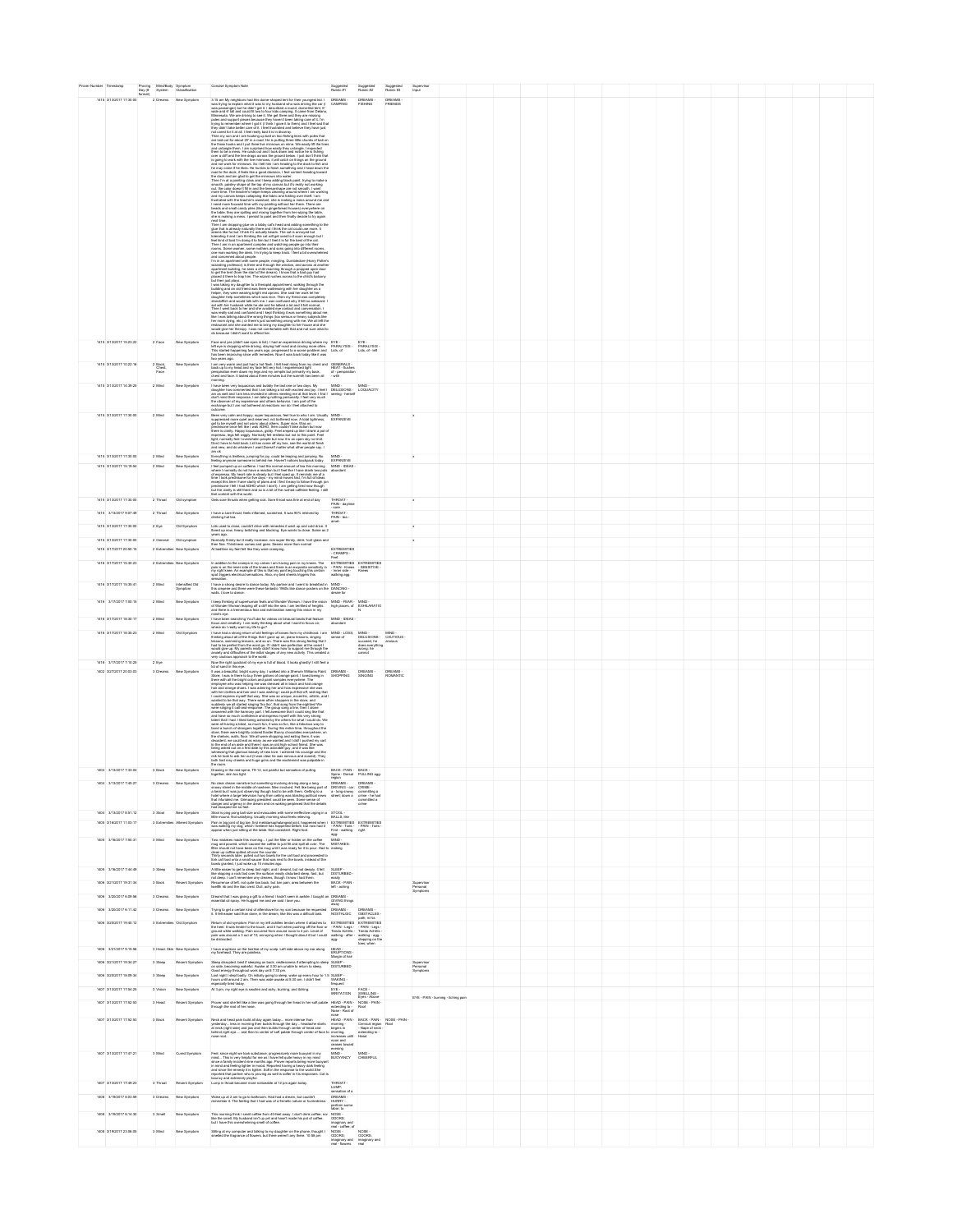| Prover Number | Timestamp | Proving Day (# format) | Mind/Body System | Symptom Classification | Concise Symptom Note | Suggested Rubric #1 | Suggested Rubric #2 | Suggested Rubric #3 | Supervisor Input |
|---|---|---|---|---|---|---|---|---|---|
| 1419 | 3/13/2017 17:30:00 | 2 | Dreams | New Symptom | | DREAMS - CAMPING | DREAMS - FISHING | DREAMS - FRIENDS | |
| 1419 | 3/13/2017 15:23:22 | 2 | Face | New Symptom | | EYE - PARALYSIS - Lids, of | EYE - PARALYSIS - Lids, of - left | | |
| 1419 | 3/13/2017 10:22:18 | 2 | Back, Chest, Face | New Symptom | | GENERALS - HEAT - flushes of - perspiration - with | | | |
| 1419 | 3/13/2017 14:39:29 | 2 | Mind | New Symptom | | MIND - DELUSIONS - seeing - herself | MIND - LOQUACITY | | |
| 1419 | 3/13/2017 17:30:00 | 2 | Mind | New Symptom | | MIND - EXPANSIVE | | | x |
| 1419 | 3/13/2017 17:30:00 | 2 | Mind | New Symptom | | MIND - EXPANSIVE | | | x |
| 1419 | 3/13/2017 15:19:54 | 2 | Mind | New Symptom | | MIND - IDEAS - abundant | | | |
| 1419 | 3/13/2017 17:30:00 | 2 | Throat | Old symptom | | THROAT - PAIN - daytime - sore | | | x |
| 1416 | 3/13/2017 9:07:49 | 2 | Throat | New Symptom | | THROAT - PAIN - raw - ameli | | | |
| 1419 | 3/13/2017 17:30:00 | 2 | Eye | Old Symptom | | | | | x |
| 1419 | 3/13/2017 17:30:00 | 2 | General | Old symptom | | | | | x |
| 1416 | 3/17/2017 20:50:19 | 2 | Extremities | New Symptom | | EXTREMITIES - CRAMPS - Feet | | | |
| 1416 | 3/17/2017 15:30:23 | 2 | Extremities | New Symptom | | EXTREMITIES - PAIN - Knees - bone side - walking agg | EXTREMITIES - SENSITIVE - Knees | | |
| 1416 | 3/17/2017 15:05:41 | 2 | Mind | Intensified Old Symptom | | MIND - DANCING - desire for | | | |
| 1416 | 3/17/2017 7:05:19 | 2 | Mind | New Symptom | | MIND - FEAR - high places, of | MIND - EXHILARATION | | |
| 1416 | 3/17/2017 15:30:17 | 2 | Mind | New Symptom | | MIND - IDEAS - abundant | | | |
| 1416 | 3/17/2017 15:35:23 | 2 | Mind | Old Symptom | | MIND - LOSS, sense of | MIND - DELUSIONS - succeed, he does everything wrong; he cannot | MIND - CAUTIOUS - anxious | |
| 1416 | 3/17/2017 7:10:29 | 2 | Eye | | | | | | |
| 1402 | 3/27/2017 20:03:03 | 3 | Dreams | New Symptom | | DREAMS - SHOPPING | DREAMS - SINGING | DREAMS - ROMANTIC | |
| 1403 | 3/13/2017 7:33:04 | 3 | Back | New Symptom | | BACK - PAIN - Spine - Dorsal region | PULLING agg | | |
| 1403 | 3/13/2017 7:09:27 | 3 | Dreams | New Symptom | | DREAMS - DRIVING - car - a long snowy street down a | DREAMS - CRIME - committing a crime - he had committed a crime | | |
| 1403 | 3/13/2017 8:01:12 | 3 | Stool | New Symptom | | STOOL - BALLS, like | | | |
| 1403 | 3/16/2017 11:03:17 | 3 | Extremities | Altered Symptom | | EXTREMITIES - PAIN - Toes - First - walking agg | EXTREMITIES - PAIN - Toes - right | | |
| 1403 | 3/16/2017 7:50:31 | 3 | Mind | New Symptom | | MIND - MISTAKES; making | | | |
| 1403 | 3/16/2017 7:44:49 | 3 | Sleep | New Symptom | | SLEEP - DISTURBED - easily | | | |
| 1404 | 3/21/2017 10:31:34 | 3 | Back | Recent Symptom | | BACK - PAIN - left - aching | | | Supervisor Personal Symptoms |
| 1404 | 3/20/2017 6:09:56 | 3 | Dreams | New Symptom | | DREAMS - GIVING things away | | | |
| 1404 | 3/20/2017 6:11:42 | 3 | Dreams | New Symptom | | DREAMS - NOSTALGIC | DREAMS - OBSTACLES - path, in his | | |
| 1404 | 3/20/2017 15:40:12 | 3 | Extremities | Old Symptom | | EXTREMITIES - PAIN - Legs - Tendo Achillis - walking - after - agg | EXTREMITIES - PAIN - Legs - Tendo Achillis - walking - agg - stepping on the toes; when | | |
| 1404 | 3/21/2017 15:15:56 | 3 | Head, Skin | New Symptom | | HEAD - ERUPTIONS - Margin of hair | | | |
| 1406 | 3/21/2017 19:34:27 | 3 | Sleep | Recent Symptom | | SLEEP - DISTURBED | | | Supervisor Personal Symptoms |
| 1406 | 3/20/2017 15:09:34 | 3 | Sleep | New Symptom | | SLEEP - WAKING - frequent | | | |
| 1407 | 3/13/2017 17:54:25 | 3 | Vision | New Symptom | | EYE - IRRITATION | FACE - SWELLING - Eyes - Above | | EYE - PAIN - burning - itching pain |
| 1407 | 3/13/2017 17:52:53 | 3 | Head | Recent Symptom | | HEAD - PAIN - extending to - Nose - Root of nose | NOSE - PAIN - Root | | |
| 1407 | 3/13/2017 17:52:53 | 3 | Head | Recent Symptom | | HEAD - PAIN - morning - begins in morning, increases until noon and ceases towards evening | BACK - PAIN - Cervical region - Nape of neck - extending to - Head | NOSE - PAIN - Root | |
| 1407 | 3/13/2017 17:47:21 | 3 | Mind | Cured Symptom | | MIND - BUOYANCY | MIND - CHEERFUL | | |
| 1407 | 3/13/2017 17:49:23 | 3 | Throat | Recent Symptom | | THROAT - LUMP; sensation of a | | | |
| 1408 | 3/19/2017 6:03:09 | 3 | Dreams | New Symptom | | DREAMS - HURRY | | | |
| 1408 | 3/19/2017 6:14:30 | 3 | Smell | New Symptom | | NOSE - ODORS; imaginary and real - coffee; of | | | |
| 1408 | 3/19/2017 23:08:05 | 3 | Mind | New Symptom | | NOSE - ODORS; imaginary and real - flowers | NOSE - ODORS; imaginary and real | | |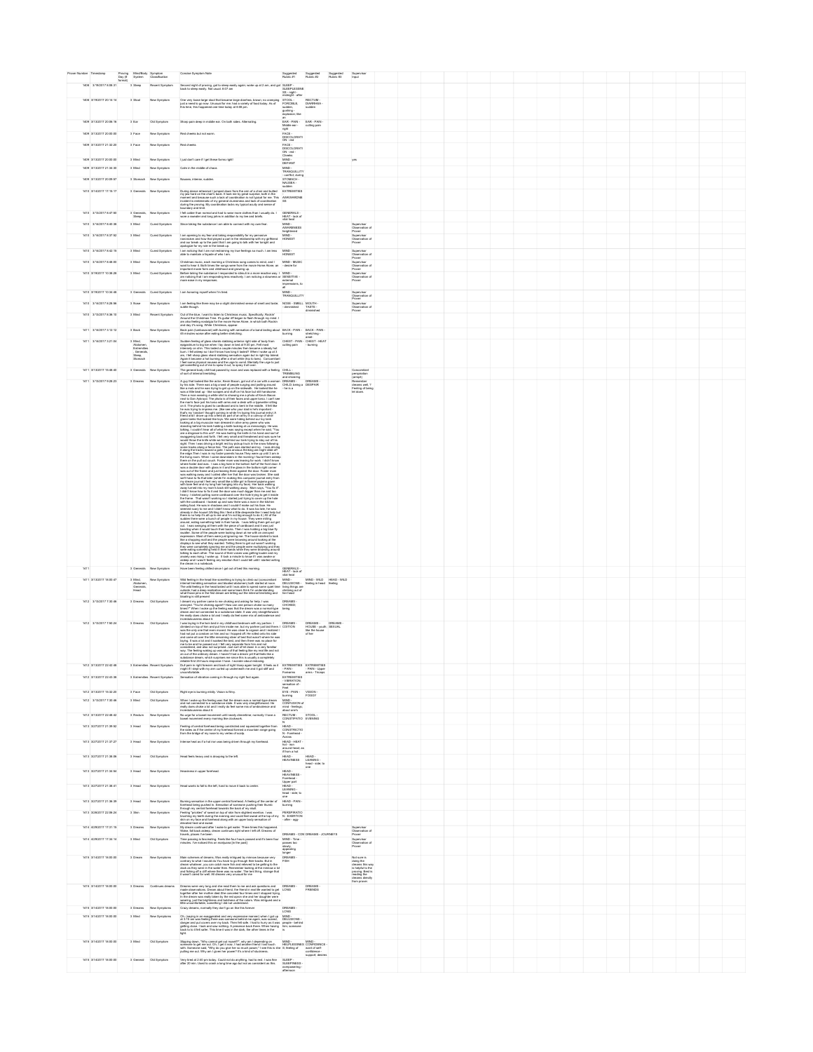| Prover Number | Timestamp | Proving Day (# format) | Mind/Body System | Symptom Classification | Concise Symptom Note | Suggested Rubric #1 | Suggested Rubric #2 | Suggested Rubric #3 | Supervisor Input |
|---|---|---|---|---|---|---|---|---|---|
| 1409 | 3/19/2017 8:08:31 | 3 | Sleep | Recent Symptom | Second night of proving, got to sleep easily again; woke up at 2 am, and got back to sleep easily. Not usual. 8:07 am | SLEEP - SLEEPLESSNESS - night - midnight - after | | | |
| 1409 | 3/19/2017 20:14:14 | 3 | Stool | New Symptom | One very loose large stool that became large diarrhea, brown, no cramping; just a need to go now. Unusual for me; had a variety of food today. As of this time, this happened one time today at 6:08 pm. | STOOL - FORCIBLE, sudden, gushing - explosive; like an | RECTUM - DIARRHEA - sudden | | |
| 1409 | 3/19/2017 20:06:16 | 3 | Ear | Old Symptom | Sharp pain deep in middle ear. On both sides. Alternating. | EAR - PAIN - Middle ear - right | EAR - PAIN - cutting pain | | |
| 1409 | 3/19/2017 20:00:00 | 3 | Face | New Symptom | Red cheeks but not warm. | FACE - DISCOLORATION - red | | | |
| 1409 | 3/19/2017 21:32:20 | 3 | Face | New Symptom | Red cheeks | FACE - DISCOLORATION - red - Cheeks | | | |
| 1409 | 3/19/2017 20:05:00 | 3 | Mind | New Symptom | I just don't care if I get these forms right! | MIND - DEFIANT | | | yes |
| 1409 | 3/19/2017 21:34:30 | 3 | Mind | New Symptom | Calm in the middle of chaos. | MIND - TRANQUILLITY - conflict; during | | | |
| 1409 | 3/19/2017 20:09:47 | 3 | Stomach | New Symptom | Nausea, intense, sudden. | STOMACH - NAUSEA - sudden | | | |
| 1410 | 3/19/2017 17:15:17 | 3 | Generals | New Symptom | During dance rehearsal I jumped down from the arm of a chair and butted my jaw hard on the chair's back. It took me by great surprise both in the moment and because such a lack of coordination is not typical for me. This incident is emblematic of my general clumsiness and lack of coordination during the proving. My coordination lacks my typical acuity and sense of boundary and limit. | EXTREMITIES - AWKWARDNESS | | | |
| 1410 | 3/19/2017 8:47:00 | 3 | Generals, Sleep | New Symptom | I felt colder than normal and had to wear more clothes than I usually do. I wore a sweater and long johns in addition to my two cat blankets. | GENERALS - HEAT - lack of vital heat | | | |
| 1410 | 3/16/2017 8:40:38 | 3 | Mind | Cured Symptom | Since taking the substance I am able to connect with my own fear. | MIND - AWARENESS heightened | | | Supervisor Observation of Prover |
| 1410 | 3/16/2017 8:37:02 | 3 | Mind | Cured Symptom | I am opening to my fear and taking responsibility for my pervasive narcissism and how that played a part in the relationship with my girlfriend and our break up to the point that I am going to talk with her tonight and apologize for my role in the break up. | MIND - HONEST | | | Supervisor Observation of Prover |
| 1410 | 3/16/2017 8:42:15 | 3 | Mind | Cured Symptom | I am noticing that I am not reshaming my hurt feelings as much. I am less able to maintain a façade of who I am. | MIND - HONEST | | | Supervisor Observation of Prover |
| 1410 | 3/16/2017 8:48:00 | 3 | Mind | New Symptom | Christmas music, each morning a Christmas song comes to mind, and I want to hear it. Both times the songs were from the movie Home Alone, an important movie from mid childhood and growing up. | MIND - MUSIC - desire for | | | Supervisor Observation of Prover |
| 1410 | 3/19/2017 10:08:29 | 3 | Mind | Cured Symptom | Before taking the substance I responded to stimuli in a more reactive way. I am noticing that I am responding less reactively. I am noticing a slowness in more ease in my responses. | MIND - SENSITIVE - external impressions, to all | | | Supervisor Observation of Prover |
| 1410 | 3/19/2017 10:34:48 | 3 | Generals | Cured Symptom | I am honoring myself when I'm tired. | MIND - TRANQUILLITY | | | Supervisor Observation of Prover |
| 1410 | 3/16/2017 8:28:56 | 3 | Nose | New Symptom | I am feeling like there may be a slight diminished sense of smell and taste; subtle though. | NOSE - SMELL - diminished | MOUTH - TASTE - diminished | | Supervisor Observation of Prover |
| 1410 | 3/19/2017 8:36:10 | 3 | Mind | Recent Symptom | Out of the blue, I want to listen to Christmas music. Specifically, Rockin' Around the Christmas Tree. It's guitar riff began to flash through my mind. I am also feeling nostalgia for the movie Home Alone, in which both Rockin and day 2's song, White Christmas, appear. | | | | |
| 1411 | 3/19/2017 3:12:12 | 3 | Back | New Symptom | Back pain (lumbosacral) with burning with sensation of a band lasting about 45 minutes ... after stretching. | BACK - PAIN - burning | BACK - PAIN - stretching - amel. | | |
| 1411 | 3/16/2017 3:21:04 | 3 | Mind, Abdomen, Extremities, Generals, Sleep, Stomach | New Symptom | Sudden feeling of glass shards stabbing anterior right side of body from epigastrium to leg ... | CHEST - PAIN - cutting pain | CHEST - HEAT - burning | | |
| 1411 | 3/19/2017 15:48:40 | 3 | Generals | New Symptom | The general body chill had passed by noon and was replaced with a feeling of sort of internal trembling. | CHILL - TREMBLING and shivering | | | Concomitant perspiration (armpit) |
| 1411 | 3/19/2017 9:28:23 | 3 | Dreams | New Symptom | A guy that looked like the actor Kevin Bacon, got out of a car with a woman ... | DREAMS - CHILD, being a - he is a | DREAMS - DESPAIR | | Remember dreams well. ? Feeling of being let down |
| 1411 | | 3 | Generals | New Symptom | Have been feeling chilled since I got out of bed this morning. | GENERALS - HEAT - lack of vital heat | | | |
| 1411 | 3/19/2017 16:05:47 | 3 | Mind, Abdomen, Generals, Head | New Symptom | Wild feeling in the head like something is trying to climb out ... | MIND - WILD feeling in head | HEAD - WILD feeling | | |
| 1412 | 3/19/2017 7:30:46 | 3 | Dreams | Old Symptom | I dreamt my partner came to me choking and asking for help. I was annoyed. "You're choking again?" ... | DREAMS - CHOKED; being | | | |
| 1412 | 3/19/2017 7:50:24 | 3 | Dreams | Old Symptom | I was laying in the twin bed in my childhood bedroom with my partner ... | DREAMS - COITION | DREAMS - HOUSE - youth; the ... | DREAMS - SEXUAL | |
| 1412 | 3/19/2017 22:42:48 | 3 | Extremities | Recent Symptom | Dull pain in right forearm and back of right tibia again tonight ... | EXTREMITIES - PAIN - Forearms | EXTREMITIES - PAIN - Upper arms - Triceps | | |
| 1412 | 3/19/2017 22:43:38 | 3 | Extremities | Recent Symptom | Sensation of vibration coming in through my right foot again. | EXTREMITIES - VIBRATION; sensation of - Feet | | | |
| 1412 | 3/19/2017 19:32:20 | 3 | Face | Old Symptom | Right eye is burning mildly. Vision is filmy. | EYE - PAIN - burning | VISION - FOGGY | | |
| 1412 | 3/19/2017 7:35:46 | 3 | Mind | Old Symptom | When I woke up the feeling was that the dream was a normal type dream and not connected to a substance state ... | MIND - CONFUSION of mind - feelings; about one's | | | |
| 1412 | 3/19/2017 20:46:42 | 3 | Rectum | New Symptom | No urge for a bowel movement until nearly dinnertime; normally I have a bowel movement every morning like clockwork. | RECTUM - CONSTIPATION | STOOL - EVENING | | |
| 1413 | 3/27/2017 21:39:52 | 3 | Head | New Symptom | Feeling of central forehead being constricted and squeezed together from the sides as if the center of my forehead formed a mountain range going from the bridge of my nose to my vertex of scalp. | HEAD - CONSTRICTION - Forehead - Across | | | |
| 1413 | 3/27/2017 21:37:27 | 3 | Head | New Symptom | Intense heat as if a hot iron was being driven through my forehead. | HEAD - HEAT - hot - iron around head; as if from a hot | | | |
| 1413 | 3/27/2017 21:36:08 | 3 | Head | Old Symptom | Head feels heavy and is drooping to the left. | HEAD - HEAVINESS | HEAD - LEANING - head - side; to one | | |
| 1413 | 3/27/2017 21:34:54 | 3 | Head | New Symptom | Heaviness in upper forehead. | HEAD - HEAVINESS - Forehead - Upper part | | | |
| 1413 | 3/27/2017 21:38:41 | 3 | Head | New Symptom | Head wants to fall to the left, hard to move it back to center. | HEAD - LEANING - head - side; to one | | | |
| 1413 | 3/27/2017 21:36:39 | 3 | Head | New Symptom | Burning sensation in the upper central forehead. A feeling of the center of forehead being pushed in. Sensation of someone pushing their thumb through my central forehead towards the back of my skull. | HEAD - PAIN - burning | | | |
| 1413 | 3/26/2017 22:09:24 | 3 | Skin | New Symptom | Feeling "prickles" of sweat on top of skin from slightest exertion. I was brushing my teeth during the evening and could feel sweat at the top of my skin on my face and forehead along with an upper body sensation of elevated heat and sweat. | PERSPIRATION - EXERTION - after - agg. | | | |
| 1414 | 4/29/2017 17:31:19 | 3 | Dreams | New Symptom | My dream continued after I woke to get water. Three times this happened. Wake, fall back asleep, dream continues right where I left off. Dreams of travels, places I've been. | DREAMS - CONTINUED | DREAMS - JOURNEYS | | Supervisor Observation of Prover |
| 1414 | 4/29/2017 17:36:14 | 3 | Mind | Old Symptom | Time passing is fascinating. Feels like four hours passed and it's been four minutes. I've noticed this on marijuana [in the past] | MIND - Time - passes too slowly, appearing longer | | | Supervisor Observation of Prover |
| 1415 | 3/14/2017 16:00:00 | 3 | Dream | New Symptoms | ... dreams. Was really intrigued by minnow because very contrary to what I would do ... All dreams very unusual for me | DREAMS - FISH | | | Not sure is doing the dreams this way to relate to the proving. Need to reading the dreams directly from prover. |
| 1415 | 3/14/2017 16:00:00 | 3 | Dreams | Continues dreams | Dreams were very long ... | DREAMS - LONG | DREAMS - FRIENDS | | |
| 1415 | 3/14/2017 16:00:00 | 3 | Dreams | New Symptoms | Crazy dreams, normally they don't go on like this forever. | DREAMS - LONG | | | |
| 1415 | 3/14/2017 16:00:00 | 3 | Mind | New Symptoms | Oh, (saying in an exaggerated and very expressive manner) when I got up at 3:15 am was feeling there was someone behind me again, was scared ... | MIND - DELUSIONS - people - behind him; someone is | | | |
| 1415 | 3/14/2017 16:00:00 | 3 | Mind | Old Symptom | Slipping down, "Why cannot get out myself?", why am I depending on someone to get me out ... | MIND - HELPLESSNESS; feeling of | MIND - CONFIDENCE - want of self-confidence - support; desires | | |
| 1415 | 3/14/2017 16:00:00 | 3 | General | Old Symptom | Very tired at 2:00 pm today. Could not do anything, had to rest. I was fine after 20 min. Used to crash a long time ago but not as consistent as this. | SLEEP - SLEEPINESS - overpowering - afternoon | | | |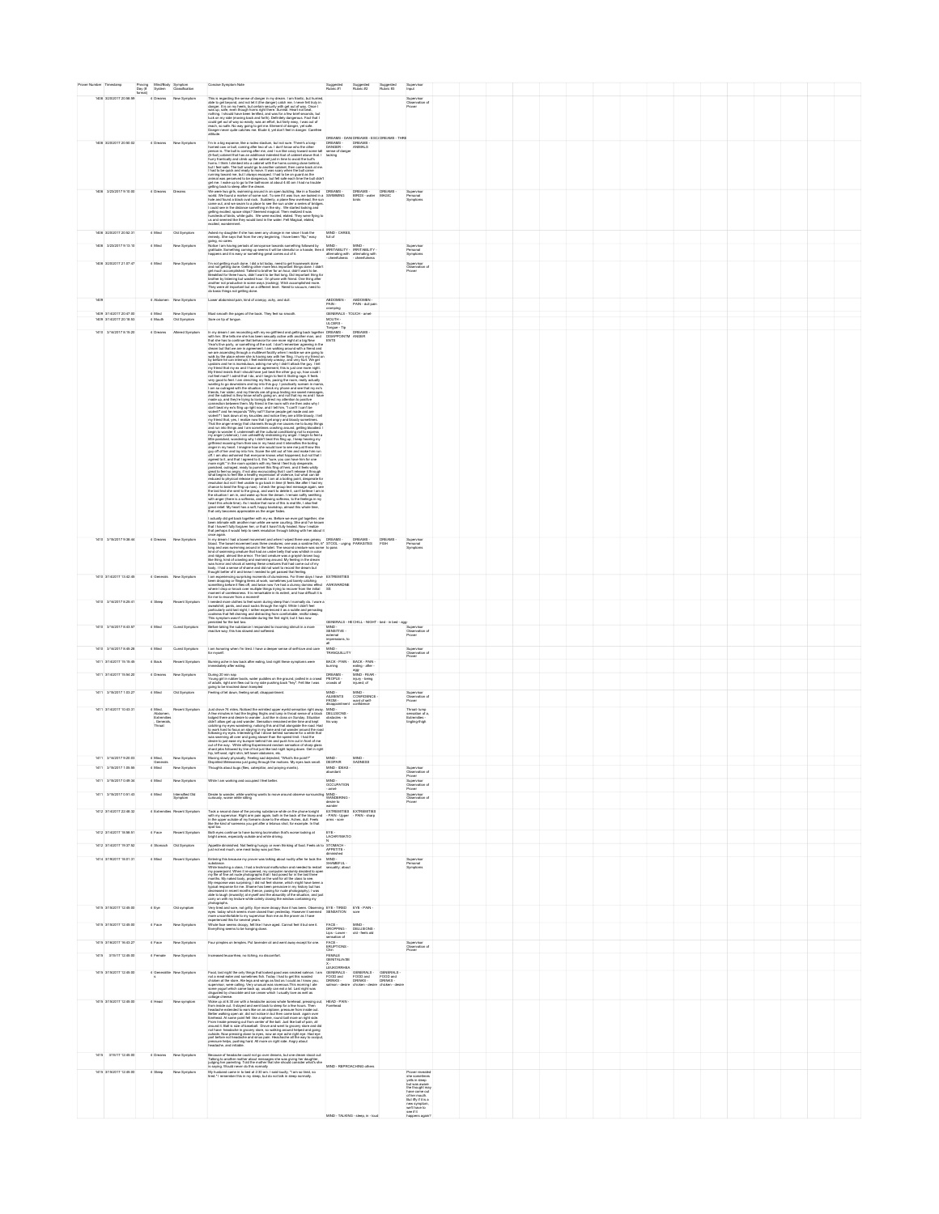| Prover Number | Timestamp | Proving Day (# format) | Mind/Body System | Symptom Classification | Concise Symptom Note | Suggested Rubric #1 | Suggested Rubric #2 | Suggested Rubric #3 | Supervisor Input |
|---|---|---|---|---|---|---|---|---|---|
| 1408 | 3/20/2017 20:08:00 | 4 | Dreams | New Symptom | This is regarding the sense of danger in my dreams. | DREAMS - DANGER | DREAMS - ESCAPING | DREAMS - THREATENING | Supervisor Observation of Prover |
| 1408 | 3/20/2017 20:50:02 | 4 | Dreams | New Symptom | I'm in a big expanse, like a rodeo stadium, but not sure. | DREAMS - DANGER - sense of danger lacking | DREAMS - ANIMALS | | |
| 1408 | 3/23/2017 9:10:00 | 6 | Dreams | Dreams | We were two girls, swimming around in an open building, like in a flooded world. | DREAMS - SWIMMING | DREAMS - BIRDS - water birds | DREAMS - MAGIC | Supervisor Personal Symptoms |
| 1408 | | 6 | Mind | Old Symptom | Asked my daughter if she has seen any change in me since I took the remedy. | MIND - CARELESS | | | |
| 1408 | 3/23/2017 9:13:10 | 6 | Mind | New Symptom | Notice I am having periods of annoyance towards something followed by gratitude. | MIND - IRRITABILITY - alternating with - cheerfulness | MIND - IRRITABILITY - alternating with - cheerfulness | | Supervisor Personal Symptoms |
| 1408 | 3/20/2017 21:07:47 | 4 | Mind | New Symptom | I'm not getting much done. | | | | Supervisor Observation of Prover |
| 1408 | | 6 | Abdomen | New Symptom | Lower abdominal pain, kind of crampy, achy, and dull. | ABDOMEN - PAIN - cramping | ABDOMEN - PAIN - dull pain | | |
| 1409 | 3/14/2017 20:47:00 | 6 | Mind | New Symptom | Must smooth the pages of the book. They feel so smooth. | GENERALS - TOUCH - amel. | | | |
| 1409 | 3/14/2017 20:16:53 | 6 | Mouth | Old Symptom | Sore on tip of tongue | MOUTH - ULCERS - Tongue - Tip | | | |
| 1410 | 3/14/2017 6:16:20 | 6 | Dreams | Altered Symptom | In my dream I am reconciling with my ex-girlfriend and getting back together with her. | DREAMS - DISAPPOINTMENTS | DREAMS - ANGER | | |
| 1410 | 3/15/2017 5:36:44 | 6 | Dreams | New Symptom | In my dream I had a bowel movement and when I wiped there was greasy blood. | DREAMS - STOOL - urging to pass | DREAMS - PARASITES | DREAMS - FISH | Supervisor Personal Symptoms |
| 1410 | 3/14/2017 11:42:45 | 4 | Generals | New Symptom | I am experiencing surprising moments of clumsiness. | EXTREMITIES AWKWARDNESS | | | |
| 1410 | 3/14/2017 6:29:41 | 4 | Sleep | Recent Symptom | I needed more clothes to feel warm during sleep than I normally do. | GENERALS - HEAT - CHILL - NIGHT - bed - in bed - agg. | | | |
| 1410 | 3/14/2017 6:43:57 | 6 | Mind | Cured Symptom | Before taking the substance I responded to mourning stimuli in a more reactive way. | MIND - SENSITIVE - external impressions, to all | | | Supervisor Observation of Prover |
| 1410 | 3/14/2017 6:49:28 | 6 | Mind | Cured Symptom | I am focusing when I'm tired. | MIND - TRANQUILLITY | | | Supervisor Observation of Prover |
| 1411 | 3/14/2017 15:19:45 | 6 | Back | New Symptom | Burning ache in low back after eating. | BACK - PAIN - burning | BACK - PAIN - eating - after - agg. | | |
| 1411 | 3/14/2017 15:54:20 | 6 | Dreams | New Symptom | During 20 min nap. | DREAMS - PEOPLE - crowds of | MIND - FEAR - injury - being injured; of | | |
| 1411 | 3/16/2017 1:33:27 | 6 | Mind | Old Symptom | Feeling of let down, feeling small, disappointment. | MIND - AILMENTS FROM - disappointment | MIND - CONFIDENCE - want of self-confidence | | Supervisor Observation of Prover |
| 1411 | 3/14/2017 13:40:31 | 4 | Mind, Abdomen, Extremities, Generals, Throat | Recent Symptom | Just drove 74 miles. | MIND - DELUSIONS - obstacles - in his way | | | |
| 1411 | 3/14/2017 9:20:03 | 6 | Mind, Generals | New Symptom | Moving slowly physically. Feeling sad dejected. "What's the point?" | MIND - DESPAIR | MIND - SADNESS | | |
| 1411 | 3/19/2017 1:09:59 | 6 | Mind | New Symptom | Thoughts about bugs (flies, caterpillar, and praying mantis). | MIND - IDEAS - abundant | | | Supervisor Observation of Prover |
| 1411 | 3/19/2017 0:49:34 | 6 | Mind | New Symptom | While I am working and occupied I feel better. | MIND - OCCUPATION - amel. | | | Supervisor Observation of Prover |
| 1411 | 3/19/2017 0:51:03 | 6 | Mind | Intensified Old Symptom | Desire to wander. | MIND - WANDERING - desire to wander | | | Supervisor Observation of Prover |
| 1412 | 3/14/2017 22:48:32 | 6 | Extremities | Recent Symptom | Took a second dose. | EXTREMITIES - PAIN - Upper arms - sore | EXTREMITIES - PAIN - sharp | | |
| 1412 | 3/14/2017 16:58:51 | 4 | Face | Recent Symptom | Both eyes continue to have burning lacrimation. | EYE - LACHRYMATION | | | |
| 1412 | 3/14/2017 15:37:52 | 6 | Stomach | Old Symptom | Appetite diminished. | STOMACH - APPETITE - diminished | | | |
| 1414 | 3/16/2017 15:01:31 | 6 | Mind | Recent Symptom | Entering this because my prover was talking about nudity. | MIND - SHAMEFUL - sexuality; about | | | Supervisor Personal Symptoms |
| 1415 | 3/16/2017 12:45:00 | 4 | Eye | Old symptom | Very tired and sore, not gritty. | EYE - TIRED SENSATION | EYE - PAIN - sore | | |
| 1415 | 3/16/2017 12:45:00 | 6 | Face | New Symptom | Whole face seems droopy. | FACE - DROPPING - Lips - Lower - sensation of | MIND - DELUSIONS - old - feels old | | |
| 1415 | 3/16/2017 16:43:27 | 4 | Face | New Symptom | Four pimples on temples. Put lavender oil and went away except for one. | FACE - ERUPTIONS - Chin | | | Supervisor Observation of Prover |
| 1415 | 3/7/2017 12:45:00 | 6 | Female | New Symptom | Increased leucorrhea, no itching, no discomfort. | FEMALE GENITALIA/SEX - LEUKORRHEA | | | |
| 1415 | 3/15/2017 12:45:00 | 6 | Generalities | New Symptom | Food, last night the only things that looked good was smoked salmon. | GENERALS - FOOD and DRINKS - salmon - desire | GENERALS - FOOD and DRINKS - chicken - desire | GENERALS - FOOD and DRINKS - chicken - desire | |
| 1415 | 3/15/2017 12:45:00 | 6 | Head | New symptom | Woke up at 6:30 am with a headache across whole forehead. | HEAD - PAIN - Forehead | | | |
| 1415 | 3/7/2017 12:45:00 | 6 | Dreams | New Symptom | Because of headache could not go over dreams. | MIND - REPROACHING others | | | |
| 1415 | 3/16/2017 12:45:00 | 6 | Sleep | New Symptom | My husband came to bed at 2:30 am. I said loudly: "I am so tired, so tired." | MIND - TALKING - sleep, in - loud | | | Prover revealed she sometimes yells in sleep but was aware. She thought may have come out of her mouth. But if it is a new symptom, we'll have to see if it happens again? |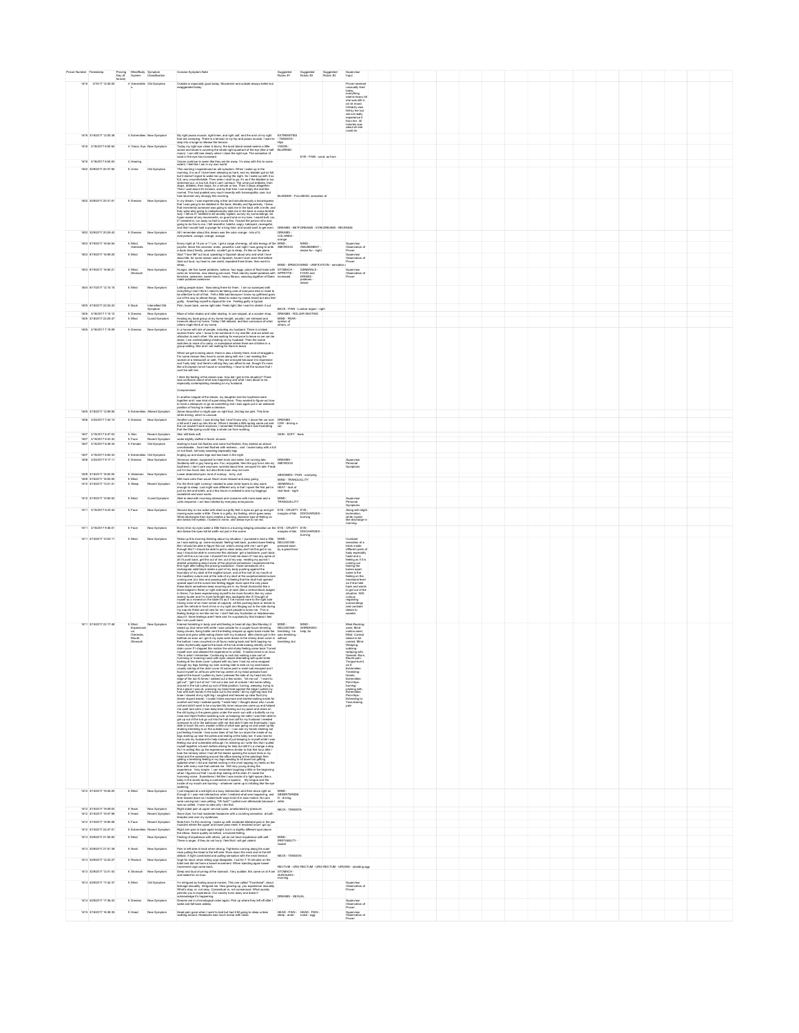| Prover Number | Timestamp | Proving Day (# format) | Mind/Body System | Symptom Classification | Concise Symptom Note | Suggested Rubric #1 | Suggested Rubric #2 | Suggested Rubric #3 | Supervisor Input |
|---|---|---|---|---|---|---|---|---|---|
| 1419 | 3/15/17 12:45:00 | 4 | Generals | Old Symptom | Outside is especially good today. Movement and outside always better but exaggerated today | | | | |
| 1416 | 3/16/2017 12:00:38 | 4 | Extremities | New Symptom | | EXTREMITIES - TENSION - Hips | | | |
| 1416 | 3/16/2017 6:00:54 | 4 | Vision, Eye | New Symptom | | VISION - BLURRED | EYE - PAIN - sand, as from | | |
| 1416 | 3/16/2017 6:04:04 | 4 | Hearing | | | | | | |
| 1402 | 3/20/2017 20:37:00 | 5 | Urine | Old Symptom | | BLADDER - FULLNESS, sensation of | | | |
| 1402 | 3/20/2017 20:31:51 | 5 | Dreams | New Symptom | | DREAMS - BETRAYED | DREAMS - STABBED | DREAMS - REVENGE | |
| 1402 | 3/20/2017 20:29:42 | 5 | Dreams | New Symptom | | DREAMS - COLORED - orange | | | |
| 1403 | 3/18/2017 16:04:54 | 5 | Mind, Generals | New Symptom | | MIND - AMOROUS | MIND - AMUSEMENT - desire for - night | | Supervisor Observation of Prover |
| 1403 | 3/18/2017 16:09:29 | 5 | Mind | New Symptom | | MIND - SPEECH | MIND - UNIFICATION - sensation | | Supervisor Observation of Prover |
| 1403 | 3/18/2017 16:00:21 | 5 | Mind, Stomach | New Symptom | | STOMACH - APPETITE - increased | GENERALS - FOOD and DRINKS - potatoes - desire | | Supervisor Observation of Prover |
| 1406 | 3/17/2017 12:10:15 | 5 | Mind | New Symptom | | | | | |
| 1416 | 3/16/2017 22:24:03 | 5 | Back | Intensified Old Symptom | | BACK - PAIN - Lumbar region - right | | | |
| 1409 | 3/18/2017 7:10:13 | 5 | Dreams | New Symptom | | DREAMS - ROLLER SKATING | | | |
| 1409 | 3/18/2017 22:29:47 | 5 | Mind | Cured Symptom | | | | | |
| 1409 | 3/18/2017 7:19:09 | 5 | Dreams | New Symptom | | | | | |
| 1409 | 3/19/2017 12:09:55 | 5 | Extremities | Altered Symptom | | | | | |
| 1409 | 3/23/2017 7:44:14 | 5 | Dreams | New Symptom | | DREAMS - CAR - driving a car | | | |
| 1407 | 3/19/2017 6:47:03 | 5 | Skin | New Symptom | | SKIN - SOFT - feels | | | |
| 1407 | 3/19/2017 6:43:32 | 5 | Face | Recent Symptom | | | | | |
| 1407 | 3/19/2017 6:39:34 | 5 | Female | Old Symptom | | | | | |
| 1407 | 3/19/2017 6:50:33 | 5 | Extremities | Old Symptom | | | | | |
| 1408 | 3/23/2017 9:17:11 | 5 | Dreams | New Symptom | | DREAMS - AMOROUS | | | Supervisor Personal Symptoms |
| 1408 | 3/16/2017 16:00:00 | 5 | Abdomen | New Symptom | | ABDOMEN - PAIN - cramping | | | |
| 1408 | 3/16/2017 16:00:00 | 5 | Mind | | | MIND - TRANQUILLITY | | | |
| 1410 | 3/15/2017 13:21:41 | 5 | Sleep | Recent Symptom | | GENERALS - HEAT - lack of vital heat - night | | | |
| 1410 | 3/15/2017 10:02:02 | 5 | Mind | Cured Symptom | | MIND - TRANQUILLITY | | | Supervisor Personal Symptoms |
| 1411 | 3/15/2017 6:43:44 | 5 | Face | New Symptom | | EYE - CRUSTY - margins of lids | EYE - DISCHARGES - burning | | |
| 1411 | 3/15/2017 6:36:01 | 5 | Face | New Symptom | | EYE - CRUSTY - margins of lids | EYE - DISCHARGES - burning | | |
| 1411 | 3/15/2017 10:03:11 | 5 | Mind | New Symptom | | MIND - DELUSIONS - pressed down by a great force | | | |
| 1411 | 3/15/2017 22:17:48 | 5 | Mind, Expectoration, Generals, Mouth, Stomach | New Symptom | | MIND - DELUSIONS - trembling - he was trembling without trembling; but | MIND - SHRIEKING - help; for | | |
| 1412 | 3/15/2017 19:05:20 | 5 | Mind | New Symptom | | MIND - ABSENTMINDED - driving, while | | | |
| 1412 | 3/15/2017 19:49:03 | 5 | Neck | New Symptom | | NECK - TENSION | | | |
| 1412 | 3/15/2017 15:07:06 | 5 | Head | Recent Symptom | | | | | |
| 1412 | 3/15/2017 15:00:08 | 5 | Face | Recent Symptom | | | | | |
| 1412 | 3/15/2017 22:47:01 | 5 | Extremities | New Symptom | | | | | |
| 1413 | 3/20/2017 21:00:00 | 5 | Mind | New Symptom | | MIND - IRRITABILITY - violent | | | |
| 1413 | 3/20/2017 21:51:39 | 5 | Neck | New Symptom | | NECK - TENSION | | | |
| 1413 | 3/20/2017 12:43:27 | 5 | Rectum | New Symptom | | RECTUM - URGING | RECTUM - URGING | RECTUM - URGING - standing agg. | |
| 1413 | 3/20/2017 12:41:43 | 5 | Stomach | New Symptom | | STOMACH - GURGLING - morning | | | |
| 1414 | 4/20/2017 17:42:37 | 5 | Mind | Old Symptom | | DREAMS - SEXUAL | | | Supervisor Observation of Prover |
| 1414 | 4/20/2017 17:36:03 | 5 | Dreams | New Symptom | | | | | Supervisor Observation of Prover |
| 1416 | 3/16/2017 16:00:39 | 5 | Head | New Symptom | | HEAD - PAIN - sleep - amel. | HEAD - PAIN - noise - agg. | | Supervisor Observation of Prover |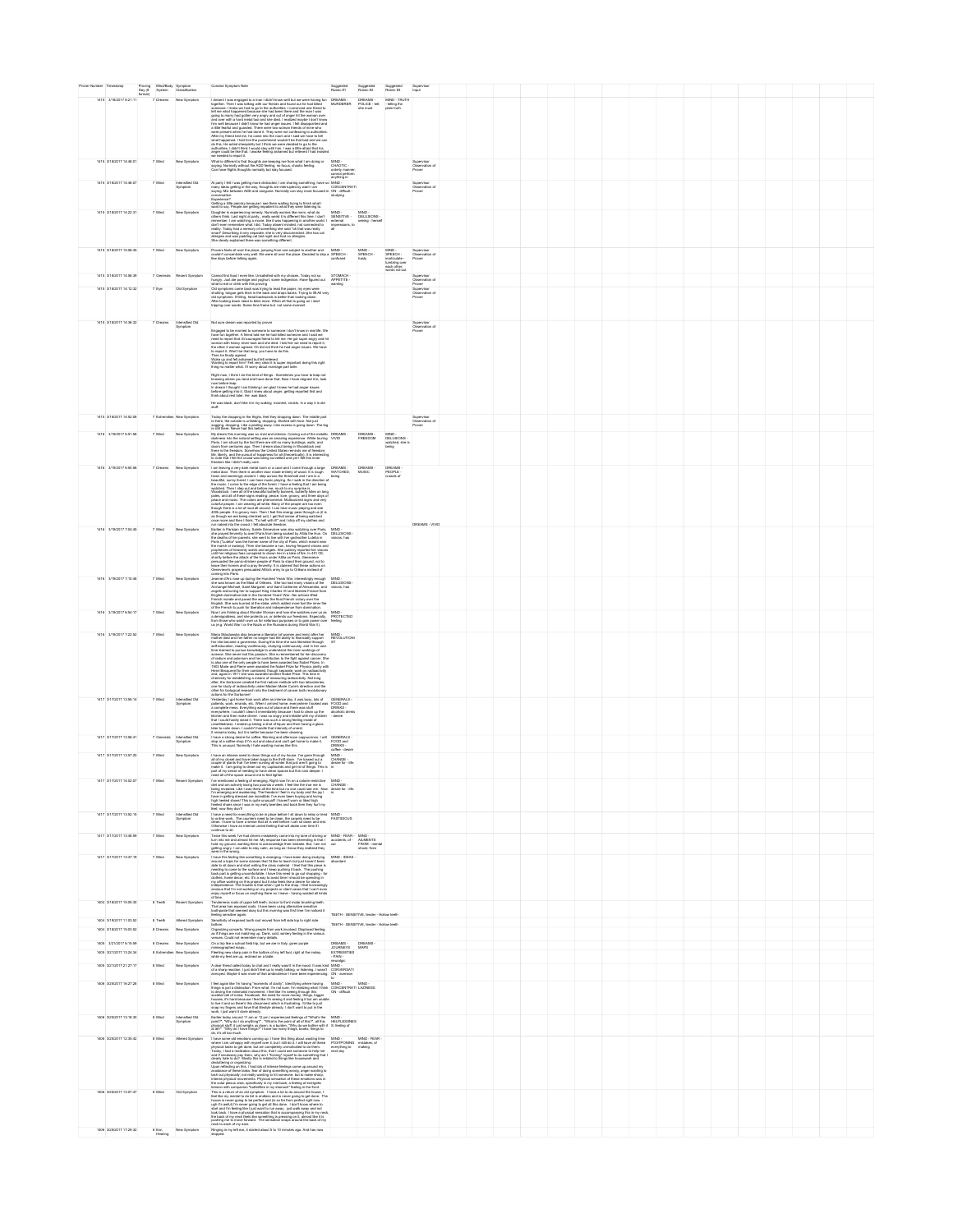| Prover Number | Timestamp | Proving Day (# format) | Mind/Body System | Symptom Classification | Concise Symptom Note | Suggested Rubric #1 | Suggested Rubric #2 | Suggested Rubric #3 | Supervisor Input |
|---|---|---|---|---|---|---|---|---|---|
| 1415 | 3/18/2017 8:21:11 | 7 | Dreams | New Symptom | | DREAMS - MURDERER | DREAMS - POLICE - tell; she must | MIND - TRUTH - telling the plain truth | |
| 1415 | 3/18/2017 14:48:01 | 7 | Mind | New Symptom | | MIND - CHAOTIC - orderly manner; cannot perform anything in | | | Supervisor Observation of Prover |
| 1415 | 3/18/2017 14:46:07 | 7 | Mind | Intensified Old Symptom | | MIND - CONCENTRATION - difficult - studying | | | Supervisor Observation of Prover |
| 1415 | 3/18/2017 14:22:31 | 7 | Mind | New Symptom | | MIND - SENSITIVE - external impressions, to all | MIND - DELUSIONS - seeing - herself | | |
| 1415 | 3/18/2017 15:59:45 | 7 | Mind | New Symptom | | MIND - SPEECH - confused | MIND - SPEECH - hasty | MIND - SPEECH - inarticulate - tumbling over each other; words roll out | Supervisor Observation of Prover |
| 1415 | 3/18/2017 16:58:39 | 7 | Generals | Recent Symptom | | STOMACH - APPETITE - wanting | | | Supervisor Observation of Prover |
| 1415 | 3/18/2017 14:12:32 | 7 | Eye | Old Symptom | | | | | Supervisor Observation of Prover |
| 1415 | 3/18/2017 14:36:32 | 7 | Dreams | Intensified Old Symptom | | | | | Supervisor Observation of Prover |
| 1415 | 3/18/2017 14:52:38 | 7 | Extremities | New Symptom | | | | | Supervisor Observation of Prover |
| 1416 | 3/19/2017 6:51:58 | 7 | Mind | New Symptom | | DREAMS - VIVID | DREAMS - FREEDOM | MIND - DELUSIONS - watched, she is being | |
| 1416 | 3/19/2017 6:50:56 | 7 | Dreams | New Symptom | | DREAMS - WATCHED; being | DREAMS - MUSIC | DREAMS - PEOPLE - crowds of | DREAMS - VIVID |
| 1416 | 3/19/2017 7:04:45 | 7 | Mind | New Symptom | | MIND - DELUSIONS - visions, has | | | |
| 1416 | 3/19/2017 7:10:46 | 7 | Mind | New Symptom | | MIND - DELUSIONS - visions, has | | | |
| 1416 | 3/19/2017 6:54:17 | 7 | Mind | New Symptom | | MIND - PROTECTED feeling | | | |
| 1416 | 3/19/2017 7:22:52 | 7 | Mind | New Symptom | | MIND - REVOLUTIONIST | | | |
| 1417 | 3/17/2017 13:09:14 | 7 | Mind | Intensified Old Symptom | | GENERALS - FOOD and DRINKS - alcoholic drinks - desire | | | |
| 1417 | 3/17/2017 13:56:41 | 7 | Generals | Intensified Old Symptom | | GENERALS - FOOD and DRINKS - coffee - desire | | | |
| 1417 | 3/17/2017 13:07:20 | 7 | Mind | New Symptom | | MIND - CHANGE - desire for - life | | | |
| 1417 | 3/17/2017 14:02:07 | 7 | Mind | Recent Symptom | | MIND - CHANGE - desire for - life | | | |
| 1417 | 3/17/2017 13:02:15 | 7 | Mind | Intensified Old Symptom | | MIND - FASTIDIOUS | | | |
| 1417 | 3/17/2017 13:46:59 | 7 | Mind | New Symptom | | MIND - FEAR - accidents, of - car | MIND - AILMENTS FROM - mental shock; from | | |
| 1417 | 3/17/2017 13:47:19 | 7 | Mind | New Symptom | | MIND - IDEAS - abundant | | | |
| 1404 | 3/18/2017 10:05:30 | 6 | Teeth | Recent Symptom | | TEETH - SENSITIVE; tender - Hollow teeth | | | |
| 1404 | 3/18/2017 11:03:52 | 6 | Teeth | Altered Symptom | | TEETH - SENSITIVE; tender - Hollow teeth | | | |
| 1404 | 3/18/2017 15:03:52 | 6 | Dreams | New Symptom | | | | | |
| 1405 | 3/21/2017 6:18:09 | 6 | Dreams | New Symptom | | DREAMS - JOURNEYS | DREAMS - MAPS | | |
| 1405 | 3/21/2017 13:24:34 | 6 | Extremities | New Symptom | | EXTREMITIES - PAIN - neuralgic | | | |
| 1409 | 3/21/2017 21:27:17 | 6 | Mind | New Symptom | | MIND - CONVERSATION - aversion | | | |
| 1409 | 3/20/2017 16:27:28 | 6 | Mind | New Symptom | | MIND - CONCENTRATION - difficult | MIND - LAZINESS | | |
| 1409 | 3/20/2017 13:18:30 | 6 | Mind | Intensified Old Symptom | | MIND - HELPLESSNESS; feeling of | | | |
| 1409 | 3/20/2017 12:35:42 | 6 | Mind | Altered Symptom | | MIND - POSTPONING everything to next day | MIND - FEAR - mistakes; of making | | |
| 1409 | 3/20/2017 13:07:47 | 6 | Mind | Old Symptom | | | | | |
| 1409 | 3/20/2017 17:29:32 | 6 | Ear, Hearing | New Symptom | Ringing in my left ear, it started about 5 to 10 minutes ago. And has now stopped. | | | | |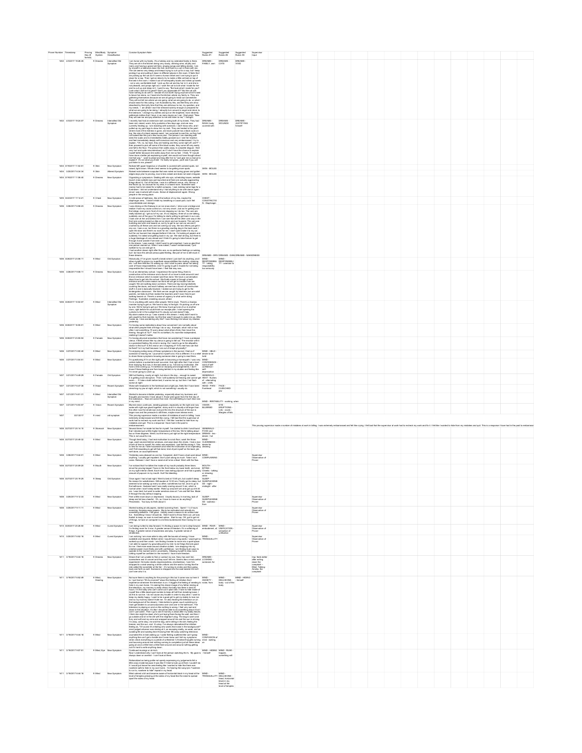| Prover Number | Timestamp | Proving Day (# format) | Mind/Body System | Symptom Classification | Concise Symptom Note | Suggested Rubric #1 | Suggested Rubric #2 | Suggested Rubric #3 | Supervisor Input |
|---|---|---|---|---|---|---|---|---|---|
| 1402 | 4/3/2017 19:26:45 | 9 | Dreams | Intensified Old Symptom | | DREAMS - FAMILY, own | DREAMS - CATS | DREAMS - VIVID | |
| 1402 | 4/3/2017 19:24:37 | 9 | Dreams | Intensified Old Symptom | | DREAMS - NAKED, body covered with | DREAMS - WOUNDS | DREAMS - JUSTIFYING himself | |
| 1404 | 3/18/2017 11:32:01 | 9 | Skin | New Symptom | | | | | |
| 1404 | 3/20/2017 8:34:34 | 9 | Skin | Altered Symptom | | SKIN - MOLES | | | |
| 1404 | 3/18/2017 11:09:40 | 9 | Dreams | New Symptom | | | | | |
| 1406 | 3/22/2017 17:14:21 | 9 | Chest | New Symptom | | CHEST - CONSTRICTION - Diaphragm | | | |
| 1406 | 3/26/2017 8:56:23 | 9 | Dreams | New Symptom | | DREAMS - DRIVING | DREAMS - DANGER | DREAMS - NAKEDNESS | |
| 1406 | 3/26/2017 23:58:11 | 9 | Mind | Old Symptom | | MIND - RESPONSIBILITY - taking responsibility too seriously | MIND - RESPONSIBILITY - aversion to | | |
| 1406 | 3/26/2017 9:08:11 | 9 | Dreams | New Symptom | | | | | |
| 1406 | 3/26/2017 10:02:07 | 9 | Mind | Intensified Old Symptom | | | | | |
| 1406 | 3/28/2017 16:56:01 | 9 | Mind | New Symptom | | | | | |
| 1406 | 3/28/2017 23:55:04 | 9 | Female | New Symptom | | | | | |
| 1406 | 3/27/2017 1:00:40 | 9 | Mind | New Symptom | | MIND - HELD - desire to be held | | | |
| 1406 | 3/27/2017 1:04:51 | 9 | Mind | New Symptom | | MIND - CONFIDENCE - want of self-confidence - self depreciation | | | |
| 1407 | 3/21/2017 6:49:29 | 9 | Female | Old Symptom | | GENERALS - HEAT - flushes of - alternating with - chills | | | |
| 1407 | 3/21/2017 6:47:36 | 9 | Head | Recent Symptom | | HEAD - PAIN - Forehead | FACE - CLENCHED jaw | | |
| 1407 | 3/21/2017 6:51:31 | 9 | Mind | Intensified Old Symptom | | MIND - IRRITABILITY - waking, when | | | |
| 1407 | 3/21/2017 6:53:57 | 9 | Vision | Recent Symptom | | VISION - BLURRED | EYE - ERUPTIONS - Lids - crusts - Margins of lids | | |
| 1407 | 3/21/2017 | 9 | mind | old symptom | | | | | |
| 1408 | 3/27/2017 20:14:10 | 9 | Stomach | New Symptom | | GENERALS - FOOD and DRINKS - tea - desire - hot | | | |
| 1408 | 3/27/2017 20:49:32 | 9 | Mind | New Symptom | | MIND - CLEANNESS - desire for cleaning | | | |
| 1408 | 3/26/2017 9:44:01 | 9 | Mind | New Symptom | | MIND - COMPLAINING | | | Supervisor Observation of Prover |
| 1408 | 3/27/2017 20:09:20 | 9 | Mouth | New Symptom | | MOUTH - BITING - Cheeks - talking or chewing, when | | | |
| 1408 | 3/27/2017 20:19:29 | 9 | Sleep | Old Symptom | | SLEEP - SLEEPLESSNESS - night - midnight - after | | | |
| 1408 | 3/26/2017 9:12:33 | 9 | Mind | New Symptom | | SLEEP - SLEEPLESSNESS - sadness - from | | | Supervisor Observation of Prover |
| 1408 | 3/26/2017 9:11:11 | 9 | Mind | New Symptom | | | | | Supervisor Observation of Prover |
| 1410 | 3/20/2017 20:26:00 | 9 | Mind | Cured Symptom | | MIND - FEAR - embodiment, of | MIND - UNIFICATION - sensation of unification | | Supervisor Observation of Prover |
| 1410 | 3/20/2017 8:52:18 | 9 | Mind | Cured Symptom | | MIND - TRANQUILLITY | | | Supervisor Observation of Prover |
| 1411 | 3/19/2017 8:44:18 | 9 | Dreams | New Symptom | | DREAMS - LOOKING - someone, for | | | |
| 1411 | 3/19/2017 8:52:48 | 9 | Mind, Hearing | New Symptom | | MIND - ANXIETY - noise, from | MIND - DELUSIONS - body - out of the body | MIND - HIDING - himself | |
| 1411 | 3/19/2017 8:44:18 | 9 | Mind | New Symptom | | MIND - CONFUSION of mind - waking, on | | | |
| 1411 | 3/19/2017 8:07:01 | 9 | Mind, Eye | New Symptom | | MIND - HIDING - himself | MIND - FEAR - happen, something will | | |
| 1411 | 3/19/2017 8:44:18 | 9 | Mind | New Symptom | | MIND - TRANQUILLITY | MIND - DELUSIONS - head; horizontal block in my head at the level of temples | | |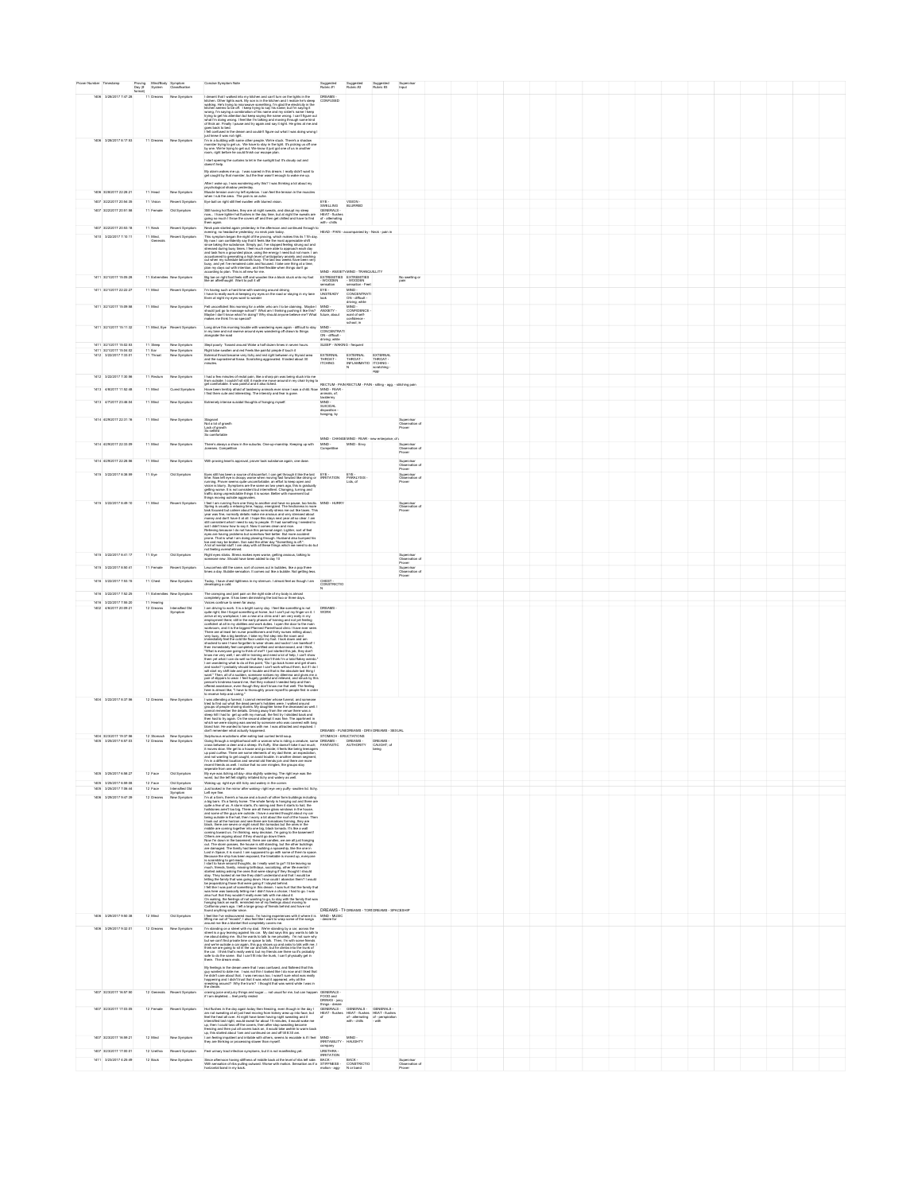| Prover Number | Timestamp | Proving Day (# format) | Mind/Body System | Symptom Classification | Concise Symptom Note | Suggested Rubric #1 | Suggested Rubric #2 | Suggested Rubric #3 | Supervisor Input |
|---|---|---|---|---|---|---|---|---|---|
| 1409 | 3/28/2017 7:47:28 | 11 | Dreams | New Symptom | I dreamt that I walked into my kitchen and can't turn on the lights in the kitchen. | DREAMS - CONFUSED | | | |
| 1409 | 3/28/2017 6:17:53 | 11 | Dreams | New Symptom | I'm in a building with some other people. We're stuck. There's a shadow monster trying to get us. | | | | |
| 1409 | 3/28/2017 22:28:21 | 11 | Head | New Symptom | Muscle tension over my left eyebrow. | | | | |
| 1407 | 3/22/2017 20:04:39 | 11 | Vision | Recent Symptom | Eye ball on right still feel swollen with blurred vision. | EYE - SWELLING | VISION - BLURRED | | |
| 1407 | 3/22/2017 20:51:58 | 11 | Female | Old Symptom | Still having hot flashes. | GENERALS - HEAT - flushes of - alternating with - chills | | | |
| 1407 | 3/22/2017 20:53:18 | 11 | Neck | Recent Symptom | Neck pain started again yesterday. | HEAD - PAIN - accompanied by - Neck - pain in | | | |
| 1410 | 3/21/2017 7:10:11 | 11 | Mind, Generals | Recent Symptom | This symptom began the night of the proving. | MIND - ANXIETY | MIND - TRANQUILLITY | | |
| 1411 | 3/21/2017 15:05:28 | 11 | Extremities | New Symptom | Big toe on right foot feels stiff and wooden like a block stuck onto my foot. | EXTREMITIES - WOODEN sensation | EXTREMITIES - WOODEN sensation - Feet | | No swelling or pain |
| 1411 | 3/21/2017 22:22:27 | 11 | Mind | New Symptom | I'm having such a hard time with swerving around driving. | EYE - UNSTEADY look | MIND - CONCENTRATION - difficult - driving; while | | |
| 1411 | 3/21/2017 15:09:58 | 11 | Mind | New Symptom | Felt unconfident this morning. | MIND - ANXIETY - future, about | MIND - CONFIDENCE - want of self-confidence - school; in | | |
| 1411 | 3/21/2017 15:11:32 | 11 | Mind, Eye | Recent Symptom | Long drive this morning. | MIND - CONCENTRATION - difficult - driving; while | | | |
| 1411 | 3/21/2017 15:02:53 | 11 | Sleep | New Symptom | Slept poorly. Tossed around. Woke a half dozen times in seven hours. | SLEEP - WAKING - frequent | | | |
| 1411 | 3/21/2017 15:04:02 | 11 | Ear | New Symptom | Right lobe swollen and red. Feels like painful pimple if touch it. | | | | |
| 1412 | 3/22/2017 7:33:51 | 11 | Throat | New Symptom | External throat became very itchy. | EXTERNAL THROAT - ITCHING | EXTERNAL THROAT - INFLAMMATION | EXTERNAL THROAT - ITCHING - scratching - agg. | |
| 1412 | 3/22/2017 7:30:56 | 11 | Rectum | New Symptom | I had a few minutes of rectal pain. | RECTUM - PAIN | RECTUM - PAIN - sitting - agg. - stitching pain | | |
| 1413 | 4/8/2017 11:32:48 | 11 | Mind | Cured Symptom | I have been terribly afraid of taxidermy animals ever since I was a child. | MIND - FEAR - animals, of; taxidermy | | | |
| 1413 | 4/7/2017 23:08:04 | 11 | Mind | New Symptom | Extremely intense suicidal thoughts of hanging myself. | MIND - SUICIDAL disposition - hanging, by | | | |
| 1414 | 4/29/2017 22:31:16 | 11 | Mind | New Symptom | Stagnant / Not a lot of growth / Lack of growth / So settled / So comfortable | MIND - CHANGE | MIND - FEAR - new enterprise; of | | Supervisor Observation of Prover |
| 1414 | 4/29/2017 22:33:09 | 11 | Mind | New Symptom | There's always a show in the suburbs. One-up-manship. Keeping up with Joneses. Competition | MIND - Competitive | MIND - Envy | | Supervisor Observation of Prover |
| 1414 | 4/29/2017 22:28:56 | 11 | Mind | New Symptom | With proving team's approval, prover took substance again, one dose. | | | | Supervisor Observation of Prover |
| 1416 | 3/22/2017 8:38:08 | 11 | Eye | Old Symptom | Eyes still have been a source of discomfort. | EYE - IRRITATION | EYE - PARALYSIS - Lids, of | | Supervisor Observation of Prover |
| 1416 | 3/22/2017 8:49:10 | 11 | Mind | New Symptom | I feel I am running from one thing to another. | MIND - HURRY | | | Supervisor Observation of Prover |
| 1416 | 3/22/2017 8:41:17 | 11 | Eye | Old Symptom | Right eyes sticks. | | | | Supervisor Observation of Prover |
| 1416 | 3/22/2017 8:50:41 | 11 | Female | Recent Symptom | Leucorrhea still the same. | | | | Supervisor Observation of Prover |
| 1416 | 3/22/2017 7:53:19 | 11 | Chest | New Symptom | Today, I have chest tightness in my sternum. I should feel as though I am developing a cold. | CHEST - CONSTRICTION | | | |
| 1416 | 3/22/2017 7:52:29 | 11 | Extremities | New Symptom | The cramping and joint pain on the right side of my body is almost completely gone. It has been diminishing the last two or three days. | | | | |
| 1416 | 3/22/2017 7:55:20 | 11 | Hearing | New Symptom | Voices continue to seem far away. | | | | |
| 1402 | 4/9/2017 20:09:21 | 12 | Dreams | Intensified Old Symptom | I am driving to work. | DREAMS - WORK | | | |
| 1404 | 3/22/2017 8:37:56 | 12 | Dreams | New Symptom | I was attending a funeral. | DREAMS - FUNERALS | DREAMS - DRESSING | DREAMS - SEXUAL | |
| 1405 | 3/23/2017 19:37:56 | 12 | Stomach | New Symptom | Sulphurous eructations after eating lentil soup. | STOMACH - ERUCTATIONS | | | |
| 1405 | 3/26/2017 6:57:53 | 12 | Dreams | New Symptom | Going through a neighborhood. | DREAMS - FANTASTIC | DREAMS - AUTHORITY | DREAMS - CAUGHT; of being | |
| 1405 | 3/26/2017 6:56:27 | 12 | Face | Old Symptom | My eye was itching all day. | | | | |
| 1405 | 3/26/2017 6:58:08 | 12 | Face | Old Symptom | Waking up, right eye still itchy and watery in the corner. | | | | |
| 1405 | 3/26/2017 7:08:44 | 12 | Face | Intensified Old Symptom | Just looked in the mirror after waking: right eye very puffy swollen lid. Itchy. Left eye fine. | | | | |
| 1405 | 3/26/2017 6:47:39 | 12 | Dreams | New Symptom | I'm at a farm. | DREAMS - TORNADOES | DREAMS - SPACESHIP | | |
| 1406 | 3/26/2017 9:50:38 | 12 | Mind | Old Symptom | I feel like I've rediscovered music. | MIND - MUSIC - desire for | | | |
| 1406 | 3/26/2017 9:32:31 | 12 | Dreams | New Symptom | I'm standing on a street with my dad. | | | | |
| 1407 | 3/23/2017 16:57:50 | 12 | Generals | Recent Symptom | craving juice and juicy things and sugar. | GENERALS - FOOD and DRINKS - juicy things - desire | | | |
| 1407 | 3/23/2017 17:03:05 | 12 | Female | Recent Symptom | Hot flashes. | GENERALS - HEAT - flushes of | GENERALS - HEAT - flushes of - alternating with - chills | GENERALS - HEAT - flushes - perspiration - with | |
| 1407 | 3/23/2017 16:59:21 | 12 | Mind | New Symptom | I am feeling impatient and irritable with others. | MIND - IRRITABILITY - company | MIND - HAUGHTY | | |
| 1407 | 3/23/2017 17:00:51 | 12 | Urethra | Recent Symptom | Feel urinary tract infection symptoms, but it is not manifesting yet. | URETHRA - IRRITATION | | | |
| 1411 | 3/22/2017 4:25:49 | 12 | Back | New Symptom | Since afternoon having stiffness of middle back. | BACK - STIFFNESS - motion - agg | BACK - CONSTRICTION or band | | Supervisor Observation of Prover |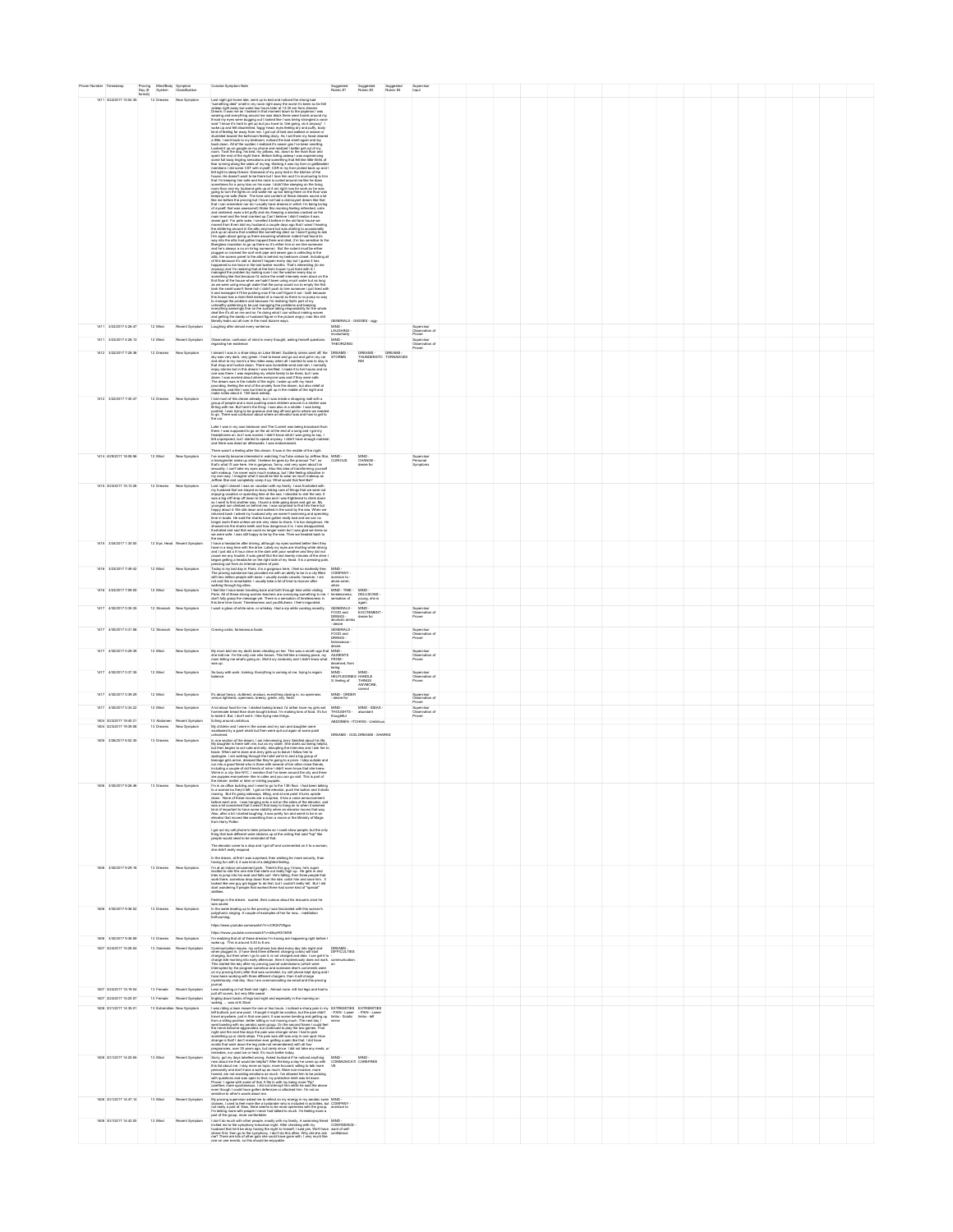| Prover Number | Timestamp | Proving Day (# format) | Mind/Body System | Symptom Classification | Concise Symptom Note | Suggested Rubric #1 | Suggested Rubric #2 | Suggested Rubric #3 | Supervisor Input |
|---|---|---|---|---|---|---|---|---|---|
| 1411 | 3/22/2017 10:52:39 | 12 | Dreams | New Symptom | Last night got home late, went up to bed and noticed the strong bad "something died" smell in my room right away... | GENERALS - ODORS - egg- | | | |
| 1411 | 3/23/2017 4:26:47 | 12 | Mind | Recent Symptom | Laughing after almost every sentence. | MIND - LAUGHING - involuntarily | | | Supervisor Observation of Prover |
| 1411 | 3/23/2017 4:28:13 | 12 | Mind | Recent Symptom | Observation, confusion of mind in every thought, asking herself questions regarding her existence | MIND - THEORIZING | | | Supervisor Observation of Prover |
| 1412 | 3/22/2017 7:06:36 | 12 | Dreams | New Symptom | I dreamt I was in a shoe shop on Lake Street... | DREAMS - STORMS | DREAMS - THUNDERSTORM | DREAMS - TORNADOES | |
| 1412 | 3/22/2017 7:40:47 | 12 | Dreams | New Symptom | I had most of this dream already... | | | | |
| 1414 | 6/28/2017 15:08:56 | 12 | Mind | New Symptom | I've recently become interested in watching YouTube videos by Jeffree Star... | MIND - CURIOUS | MIND - CHANGE - desire for | | Supervisor Personal Symptoms |
| 1415 | 3/23/2017 10:13:28 | 12 | Dreams | New Symptom | Last night I dreamt I was on vacation with my family... | | | | |
| 1415 | 3/24/2017 1:30:00 | 12 | Eye; Head | Recent Symptom | I have a headache after driving... | | | | |
| 1416 | 3/23/2017 7:49:42 | 12 | Mind | New Symptom | Today is my last day in Paris... | MIND - COMPANY - aversion to - alone amel.; when | | | |
| 1416 | 3/23/2017 7:59:09 | 12 | Mind | New Symptom | I feel like I have been traveling back and forth through time while visiting Paris... | MIND - TIME - timelessness; sensation of | MIND - DELUSIONS - young, she is again | | |
| 1417 | 4/30/2017 0:30:35 | 12 | Stomach | New Symptom | I want a glass of white wine, or whiskey... | GENERALS - FOOD and DRINKS - alcoholic drinks - desire | MIND - EXCITEMENT - desire for | | Supervisor Observation of Prover |
| 1417 | 4/30/2017 0:31:06 | 12 | Stomach | New Symptom | Craving carbs, farinaceous foods. | GENERALS - FOOD and DRINKS - farinaceous - desire | | | Supervisor Observation of Prover |
| 1417 | 4/30/2017 0:29:39 | 12 | Mind | New Symptom | My mom told me my dad's been cheating on her... | MIND - AILMENTS FROM - deserted; from being | | | Supervisor Observation of Prover |
| 1417 | 4/30/2017 0:37:30 | 12 | Mind | New Symptom | So busy with work, training. Everything is coming at me, trying to regain balance. | MIND - HELPLESSNESS; feeling of | MIND - HANDLE THINGS ANYMORE; cannot | | Supervisor Observation of Prover |
| 1417 | 4/30/2017 0:39:26 | 12 | Mind | New Symptom | It's about heavy, cluttered, anxious, everything closing in; no openness versus lightness... | MIND - ORDER - desire for | | | Supervisor Observation of Prover |
| 1417 | 4/30/2017 0:34:22 | 12 | Mind | New Symptom | A lot about food for me... | MIND - THOUGHTS - abundant | MIND - IDEAS - abundant | | Supervisor Observation of Prover |
| 1404 | 3/23/2017 15:40:21 | 13 | Abdomen | Recent Symptom | Itching around umbilicus. | ABDOMEN - ITCHING - Umbilicus | | | |
| 1403 | 3/23/2017 15:59:38 | 13 | Dreams | New Symptom | My children and I were in the ocean... | DREAMS - GOD | DREAMS - SHARKS | | |
| 1408 | 3/28/2017 8:02:39 | 13 | Dreams | New Symptom | In one section of the dream... | | | | |
| 1408 | 3/30/2017 9:26:46 | 13 | Dreams | New Symptom | I'm in an office building... | | | | |
| 1408 | 3/30/2017 9:29:18 | 13 | Dreams | New Symptom | I'm at an indoor amusement park... | | | | |
| 1408 | 3/30/2017 9:36:03 | 13 | Dreams | New Symptom | In the week leading up to the proving I was fascinated with this woman's polyphonic singing... | | | | |
| 1408 | 3/30/2017 9:36:09 | 13 | Dreams | New Symptom | I'm realizing that all of these dreams... | | | | |
| 1407 | 3/24/2017 13:29:54 | 13 | Generals | Recent Symptom | Communication issues, my cell phone has died every day... | DREAMS - DIFFICULTIES - communication; on | | | |
| 1407 | 3/24/2017 15:19:30 | 13 | Female | Recent Symptom | Less sweating or hot flash last night... | | | | |
| 1407 | 3/24/2017 15:20:07 | 13 | Female | Recent Symptom | Tingling down backs of legs last night and especially in the morning on waking... | | | | |
| 1408 | 3/31/2017 14:35:01 | 13 | Extremities | New Symptom | I was riding a barn mower for one or two hours... | EXTREMITIES - PAIN - Lower limbs - Sciatic | EXTREMITIES - PAIN - Lower limbs - left | | |
| 1408 | 3/31/2017 14:28:56 | 13 | Mind | New Symptom | Sorry, got my days labelled wrong... | MIND - COMMUNICATIVE | MIND - CAREFREE | | |
| 1408 | 3/31/2017 14:47:14 | 13 | Mind | Recent Symptom | My proving supervisor asked me to reflect on my energy in my aerobic swim classes... | MIND - COMPANY - aversion to | | | |
| 1408 | 3/31/2017 14:42:00 | 13 | Mind | New Symptom | I don't do much with other people... | MIND - CONFIDENCE - want of self-confidence | | | |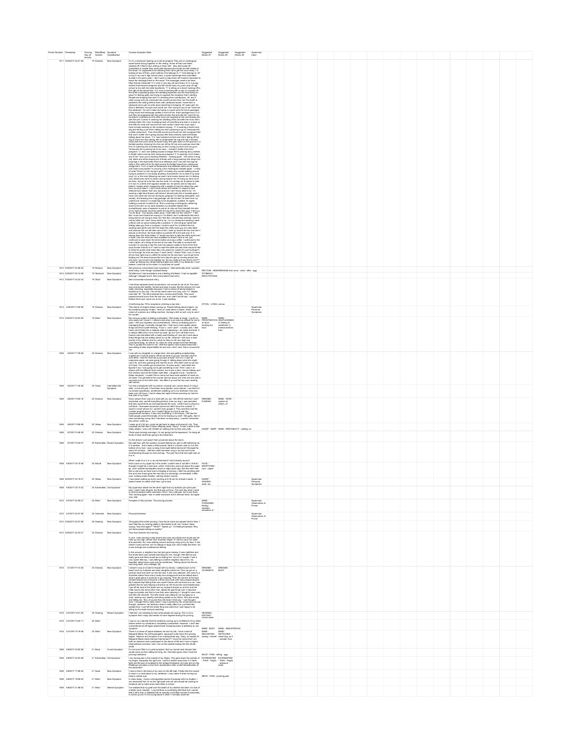| Prover Number | Timestamp | Proving Day (# format) | Mind/Body System | Symptom Classification | Concise Symptom Note | Suggested Rubric #1 | Suggested Rubric #2 | Suggested Rubric #3 | Supervisor Input |
|---|---|---|---|---|---|---|---|---|---|
| 1411 | 3/30/2017 22:21:34 | 19 | Dreams | New Symptom | I'm in a classroom baking up all art projects... | | | | |
| 1412 | 3/30/2017 22:28:32 | 19 | Rectum | New Symptom | See previous concordant stool symptoms. I bled externally when I passed stool today, even though it passed easily. | RECTUM - HEMORRHAGE from anus - stool - after - agg | | | |
| 1412 | 3/30/2017 22:14:48 | 19 | Stomach | New Symptom | All afternoon I had eructations and a feeling of fullness. I had no appetite although I skipped lunch. See concordant stool entry. | STOMACH - ERUCTATIONS | | | |
| 1412 | 3/30/2017 22:23:33 | 19 | Stool | New Symptom | See concordant stomach entry. I had three separate bowel movements, not normal for me at all... | STOOL - LONG, narrow | | | |
| 1414 | 4/30/2017 0:20:00 | 19 | Dreams | New Symptom | This theme of snipers keeps coming up... | | | | Supervisor Personal Symptoms |
| 1415 | 3/30/2017 22:53:00 | 19 | Mind | New Symptom | | MIND - PROSTRATION of mind - working too hard | MIND - HELPLESSNESS; feeling of - weakness, in - mental exertion; from | | |
| 1409 | 5/2/2017 7:29:28 | 20 | Dreams | New Symptom | | | | | |
| 1409 | 5/2/2017 7:30:38 | 20 | Head | Intensified Old Symptom | | | | | |
| 1408 | 4/6/2017 9:05:16 | 20 | Dreams | New Symptom | | DREAMS - FLEEING | MIND - FEAR - opinion of others, of | | |
| 1408 | 4/6/2017 9:08:36 | 20 | Sleep | New Symptom | | SLEEP - DEEP | MIND - IRRITABILITY - waking, on | | |
| 1408 | 4/7/2017 6:38:39 | 20 | Dreams | New Symptom | | | | | |
| 1408 | 4/7/2017 6:42:51 | 20 | Extremities | Recent Symptom | | | | | |
| 1408 | 4/6/2017 20:10:48 | 20 | Mouth | New Symptom | | FACE - ERUPTIONS - Lips - Upper | | | |
| 1408 | 6/23/2017 22:15:21 | 20 | Sleep | New Symptom | | SLEEP - WAKING - early, too | | | Supervisor Personal Symptoms |
| 1408 | 4/6/2017 20:13:22 | 20 | Extremities | Old Symptom | | | | | |
| 1415 | 4/7/2017 20:38:21 | 20 | Mind | New Symptom | Forsaken in this process. The proving process. | MIND - FORSAKEN feeling - isolation; sensation of | | | Supervisor Observation of Prover |
| 1410 | 4/7/2017 20:37:09 | 20 | Generals | New Symptom | Physical tiredness. | | | | Supervisor Observation of Prover |
| 1412 | 3/30/2017 22:27:08 | 20 | Hearing | New Symptom | | | | | |
| 1412 | 3/30/2017 22:33:41 | 20 | Dreams | New Symptom | Two short dreams this morning. | | | | |
| 1416 | 4/1/2017 9:13:40 | 20 | Dreams | New Symptom | | DREAMS - JOURNEYS | DREAMS - BOAT | | |
| 1416 | 3/31/2017 9:21:52 | 20 | Hearing | Recent Symptom | | HEARING - DISTANT - voices seem | | | |
| 1416 | 3/31/2017 9:20:11 | 20 | Mind | | | | | | |
| 1416 | 3/31/2017 9:19:48 | 20 | Mind | New Symptom | | MIND - BUSY; MIND - DELUSIONS - seeing - herself | MIND - INDUSTRIOUS; MIND - DETACHED - observing, as if - outside, from | | |
| 1408 | 4/8/2017 20:00:35 | 21 | Back | Cured Symptom | | BACK - PAIN - sitting - agg | | | |
| 1408 | 4/8/2017 22:03:46 | 21 | Extremities | Old Symptom | | EXTREMITIES - PAIN - Thighs | EXTREMITIES - PAIN - Thighs - pressure - amel. | | |
| 1408 | 4/8/2017 17:58:04 | 21 | Neck | New Symptom | | NECK - PAIN - pinching pain | | | |
| 1408 | 4/8/2017 18:06:53 | 21 | Mind | New Symptom | | | | | |
| 1408 | 4/8/2017 21:56:03 | 21 | Mind | Altered Symptom | | | | | |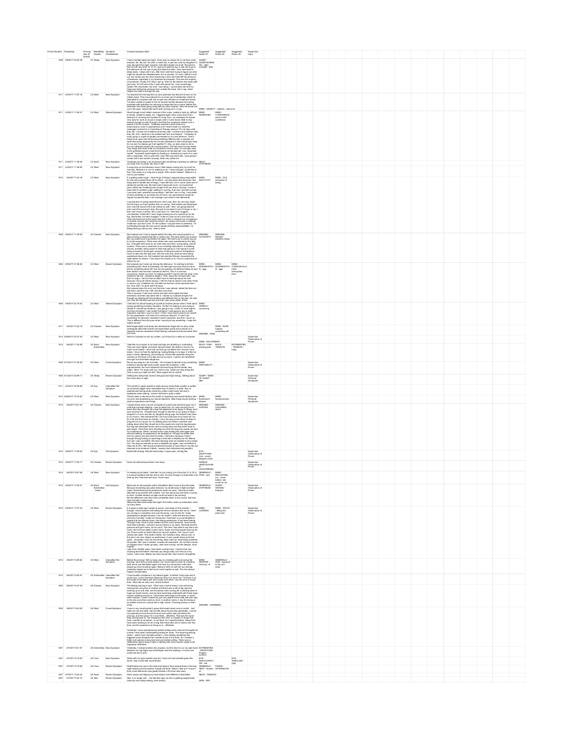| Prover Number | Timestamp | Proving Day (# format) | Mind/Body System | Symptom Classification | Concise Symptom Note | Suggested Rubric #1 | Suggested Rubric #2 | Suggested Rubric #3 | Supervisor Input |
|---|---|---|---|---|---|---|---|---|---|
| 1408 | 4/5/2017 22:40:39 | 23 | Sleep | New Symptom | I had a horrible sleep last night. ... | SLEEP - SLEEPLESSNESS - night - midnight - after | | | |
| 1411 | 4/3/2017 11:07:16 | 23 | Mind | New Symptom | I've learned this morning that my sons ... | MIND - ANXIETY - children - about his | | | |
| 1411 | 4/3/2017 11:08:01 | 23 | Mind | Altered Symptom | Went through much milder versions of the crash ... | MIND - RESERVED | MIND - CONFIDENCE - want of self-confidence | | |
| 1411 | 4/3/2017 11:38:46 | 23 | Back | New Symptom | Yesterday and today a lot of pressure like something is pushing my tailbone out away from my body. My neck is stiff. | NECK - STIFFNESS | | | |
| 1411 | 4/3/2017 11:38:00 | 23 | Mind | New Symptom | A song from an old television show I think keeps coming into my mind his morning, "Believe it or not I'm walking on air. I never thought I could feel so free. Flyin away on a wing and a prayer. Who could it be? Believe it or not it's just meeee." | | | | |
| 1419 | 4/4/2017 7:33:18 | 23 | Mind | New Symptom | It is getting really tough. ... | MIND - INACTIVITY | MIND - DULL, sensation of being | | |
| 1408 | 4/6/2017 11:39:29 | 23 | Dreams | New Symptom | My husband and I had to appear before this lady who would question us ... | DREAMS - AUTHORITY | DREAMS - DECEIT - deceitful, being | | |
| 1408 | 4/6/2017 21:55:48 | 24 | Mind | Recent Symptom | My husband and I came out driving this afternoon. ... | MIND - INTERRUPTION - agg | MIND - INTERRUPTION - agg | MIND - CONFUSION of mind - interruption, from | |
| 1408 | 4/6/2017 22:18:43 | 24 | Mind | Altered Symptom | I feel that I'm almost looking at myself as another person ... | MIND - SPEECH - convincing | | | |
| 1411 | 4/4/2017 6:44:19 | 24 | Dreams | New Symptom | Brief single bright vivid sharp two dimensional image ... | DREAMS - DANI | MIND - FEAR - happen, something will | | |
| 1414 | 4/29/2017 22:37:40 | 24 | Mind | New Symptom | Went to Colorado to visit my mother, out of town for a while as a surprise. | MIND - EXCITEMENT | | | Supervisor Observation of Prover |
| 1419 | 4/4/2017 7:34:08 | 24 | Back, Extremities | New Symptom | I feel like my muscles in my back and legs are shrinking or contracting. ... | BACK - PAIN - drawing pain | BACK - TENSION | EXTREMITIES - TENSION - Legs | |
| 1408 | 4/12/2017 21:00:39 | 25 | Mind | Cured Symptom | Not as wounding as I am normally. ... | MIND - IRRITABILITY | | | Supervisor Observation of Prover |
| 1408 | 4/12/2017 20:08:11 | 25 | Sleep | Recent Symptom | Getting less sleep than normal, feel good and high energy. Getting about two hours less a night. | SLEEP - NEED OF SLEEP - little | | | Supervisor Personal Symptoms |
| 1411 | 4/3/2017 20:49:09 | 25 | Eye | Intensified Old Symptom | The wrinkle in upper eyelids is really obvious today ... | | | | |
| 1414 | 4/29/2017 19:19:32 | 25 | Mind | New Symptom | There's been a new focus this month on exploring new sexual territory with my lover ... | MIND - Excitement - desires | MIND - Nymphomania | | Supervisor Personal Symptoms |
| 1419 | 4/8/2017 8:51:32 | 25 | Dreams | New Symptom | I dreamt there were a bunch of people at a party ... | DREAMS - PARTIES | DREAMS - CHILDREN; about | | |
| 1419 | 4/5/2017 17:09:24 | 25 | Eye | Old Symptom | Eyelid still sticking. Noticed twice today. ... | EYE - ERUPTIONS - Lids - crusts - Margins of lids | | | Supervisor Observation of Prover |
| 1419 | 4/5/2017 17:44:17 | 25 | Female | Recent Symptom | Have not noticed leucorrhea in two days. | FEMALE GENITALIA/SEX - LEUKORRHEA | | | Supervisor Observation of Prover |
| 1419 | 4/8/2017 8:07:28 | 25 | Mind | New Symptom | I'm feeling much better. ... | GENERALS - PAIN - sore | MIND - DELUSIONS - run - never before; she could run as | | |
| 1419 | 4/5/2017 17:50:41 | 25 | Back, Extremities, Smell | Old Symptom | Back was an old symptom which intensified. ... | GENERALS - STIFFNESS | SLEEP - WAKING - frequent | | Supervisor Observation of Prover |
| 1419 | 4/5/2017 17:27:33 | 25 | Mind | New Symptom | It is about a week ago I spoke to power. ... | MIND - CURSING | MIND - TRUTH - telling the plain truth | | Supervisor Observation of Prover |
| 1419 | 4/8/2017 8:08:52 | 25 | Mind | Intensified Old Symptom | Before the proving I felt my body was on a healing path ... | MIND - DESPAIR - recovery, of | GENERALS - SUN - exposure to the sun - amel | | |
| 1419 | 4/8/2017 8:03:37 | 25 | Extremities | Intensified Old Symptom | I have bumble symptoms in my elbows again. ... | | | | |
| 1408 | 4/8/2017 8:47:42 | 26 | Dreams | New Symptom | The feeling was big at epic. ... | DREAMS - SWIMMING | | | |
| 1408 | 4/8/2017 8:53:29 | 26 | Mind | Cured Symptom | I have a very small women's group ... | | | | |
| 1407 | 4/7/2017 8:21:07 | 26 | Extremities | New Symptom | Yesterday I noticed another skin eruption, but this time it is on my right hand between my ring finger and small finger near the webbing. It is itchy and small and red or pink. | EXTREMITIES - ERUPTIONS - Fingers - eczema | | | |
| 1407 | 4/7/2017 8:19:53 | 26 | Face | New Symptom | Woke with my eyes swollen and red, I have not had something like this since I was a child with some illness. | EYE - DISCOLORATION - red | EYE - SWELLING - right | | |
| 1407 | 4/7/2017 8:14:26 | 26 | Face | Recent Symptom | Heat flushes are now in the neck and head or face several times in the day, night sweats are less intense, though still there. ... | GENERALS - HEAT - flushes of | FEVER - AFTERNOON | | |
| 1407 | 4/7/2017 10:24:03 | 26 | Neck | Recent Symptom | Warm packs are helping my neck tension and stiffness to feel better. | NECK - TENSION | | | |
| 1407 | 4/7/2017 8:42:12 | 26 | Skin | Recent Symptom | Skin is no longer soft... the last few days my skin is getting progressively more dry and scaly looking, more wrinkly. | SKIN - DRY | | | |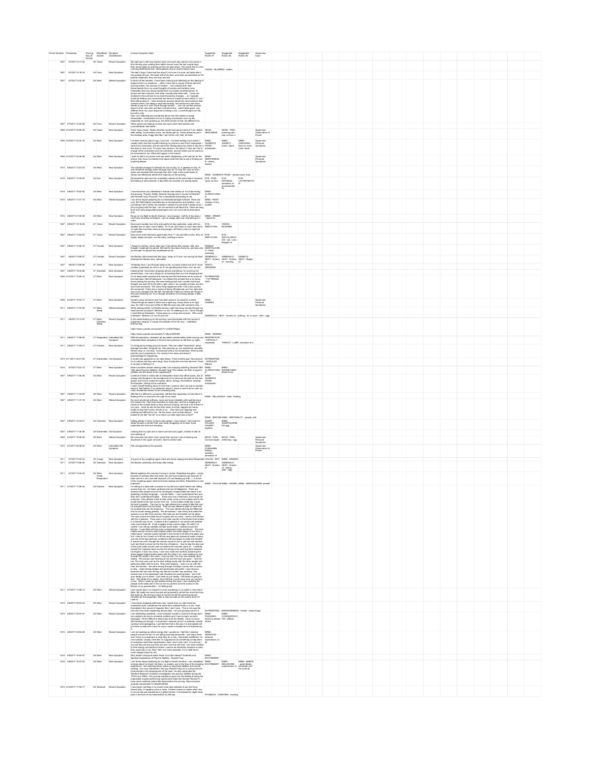| Prover Number | Timestamp | Proving Day (# format) | Mind/Body System | Symptom Classification | Concise Symptom Note | Suggested Rubric #1 | Suggested Rubric #2 | Suggested Rubric #3 | Supervisor Input |
|---|---|---|---|---|---|---|---|---|---|
| 1407 | 4/7/2017 8:17:45 | 28 | Vision | New Symptom | My right eye is still very blurred vision and each day seems to be worse in the mornings... | VISION - BLURRED - letters | | | |
| 1407 | 4/7/2017 8:19:33 | 28 | Face | New Symptom | The last 2 days I have had the sores... | | | | |
| 1407 | 4/7/2017 8:32:39 | 28 | Mind | Altered Symptom | In terms of the mentals, I have been noticing and reflecting on this feeling of distance from my emotions... | | | | |
| 1407 | 4/7/2017 10:24:06 | 28 | Face | Recent Symptom | Warm pasts are helping my face and eyes which feel swollen and uncomfortable, feel better... | | | | |
| 1408 | 4/12/2017 20:50:49 | 28 | Head | New Symptom | Tired, heavy head... | HEAD - HEAVINESS | HEAD - PAIN - pressing pain | | Supervisor Observation of Prover |
| 1408 | 4/23/2017 22:22:16 | 28 | Mind | New Symptom | I've been anxious about a guy I just met... | MIND - AILMENTS FROM | MIND - ANXIETY - future; about | MIND - CHECKING | Supervisor Personal Symptoms |
| 1408 | 4/22/2017 20:46:36 | 28 | Mind | New Symptom | I want to talk to my prover and see what's happening... | MIND - INDIFFERENCE | | | Supervisor Personal Symptoms |
| 1410 | 5/9/2017 12:03:24 | 28 | Mind | New Symptom | The substance began to intensify for me on Day 12... | MIND - AILMENTS FROM - mental shock; from | | | |
| 1410 | 4/9/2017 14:29:54 | 28 | Eye | New Symptom | My bloodshot right eye has completely cleared... | EYE - PAIN | EYE - DRYNESS | EYE - LACHRYMATION | |
| 1416 | 4/6/2017 19:02:52 | 28 | Mind | New Symptom | I have become very interested in remote view videos on YouTube during this proving... | MIND - CLAIRVOYANCE | | | |
| 1416 | 4/6/2017 17:31:10 | 28 | Mind | Altered Symptom | I am at the airport preparing for an international flight to Brazil... | MIND - FEAR | | | |
| 1416 | 4/6/2017 21:05:38 | 28 | Mind | New Symptom | No go on my flight to South America... | MIND - ORDER | | | |
| 1407 | 4/6/2017 10:18:45 | 27 | Vision | New Symptom | Eyes were swollen red, itchy and painful all day yesterday... | EYE - IRRITATION | VISION - BLURRED | | |
| 1407 | 4/6/2017 13:52:03 | 27 | Vision | Recent Symptom | Eyes have some itchiness again today... | EYE - IRRITATION | EYE - DISCOLORATION - red - Lids - Margins of | | |
| 1407 | 4/6/2017 10:08:16 | 27 | Female | New Symptom | I forgot to mention, seven days ago I had uterine like cramps... | FEMALE GENITALIA/SEX - PAIN | | | |
| 1407 | 4/6/2017 9:09:27 | 27 | Female | New Symptom | Hot flashes still minimal last few days... | GENERALS | GENERALS - HEAT - flushes of - morning | KIDNEYS - HEAT - Region of | |
| 1407 | 4/6/2017 9:06:46 | 27 | Teeth | New Symptom | Yesterday from 1 pm through today so far, my back molars hurt... | TEETH - GRINDING | | | |
| 1407 | 4/6/2017 10:32:08 | 27 | Generals | New Symptom | I have been dropping almost everything I try to pick up... | | | | |
| 1408 | 4/12/2017 15:09:33 | 27 | Mind | New Symptom | I'm at deep water aerobics this evening... | EXTREMITIES - TOTTERING GAIT | | | |
| 1408 | 4/3/2017 19:44:17 | 27 | Mind | New Symptom | Hozier's song "someone new" has been stuck in my head for a week... | MIND - VERSES | | | Supervisor Personal Symptoms |
| 1411 | 4/6/2017 17:47:09 | 27 | Mind, Sleep | Altered Symptom | While waking briefly, hot flashes during night... | GENERALS - HEAT - flushes of - walking - air; in open - after - agg. | | | |
| 1411 | 4/6/2017 5:13:57 | 27 | Mind, Generals, Sleep | Recent Symptom | In the week leading up to the proving I was fascinated with this woman's polyphonic singing... | MIND - SINGING | | | |
| 1411 | 4/6/2017 17:08:02 | 27 | Respiration | Intensified Old Symptom | Difficult respiration, inhalation all day... | RESPIRATION - DIFFICULT - inspiration | THROAT - LUMP; sensation of a | | |
| 1411 | 4/6/2017 17:09:21 | 27 | Dreams | New Symptom | I'm intrigued by footing around movies... | | | | |
| 1415 | 4/11/2017 20:01:53 | 27 | Extremities | Old Symptom | A small lump appeared on my right elbow... | EXTREMITIES - NODULES - Elbows | | | |
| 1416 | 4/6/2017 9:23:10 | 27 | Mind | New Symptom | Here is another remote viewing video I am enjoying watching... | MIND - CLAIRVOYANCE | MIND - MAGNETIZED - desire to be | | |
| 1407 | 4/6/2017 11:00:06 | 26 | Mind | Recent Symptom | Continue to feel or notice lots of anticipation about new office space... | MIND - AILMENTS FROM - anticipation | | | |
| 1407 | 4/6/2017 11:44:00 | 26 | Mind | Recent Symptom | Still feel it is difficult to concentrate, still feel the separation of mind like it is floating off on or around to the right of my head. | MIND - DELUSIONS - head - floating | | | |
| 1407 | 4/6/2017 11:37:19 | 26 | Mind | Altered Symptom | No more emotional sufferings, more and more irritability with boyfriend and him towards me... | MIND - IRRITABILITY - people; with | | | |
| 1407 | 4/6/2017 15:33:01 | 26 | Generals | New Symptom | Falling asleep in class, trying to stay awake... | SLEEP - FALLING ASLEEP - daytime | MIND - SLEEPLESSNESS - 200 agg. | | |
| 1407 | 4/6/2017 11:49:46 | 26 | Extremities | Old Symptom | noticing that my right arm is more sore and achy again, noticed in bed as was waking up | | | | |
| 1408 | 5/3/2017 16:06:30 | 26 | Back | Altered Symptom | My neck pain has been much worse than normal... | BACK - PAIN - Cervical region | BACK - PAIN - stretching - agg. | | Supervisor Personal Symptoms |
| 1410 | 4/7/2017 20:46:34 | 26 | Mind | Intensified Old Symptom | Felt unsupported by this process. | MIND - FORSAKEN feeling - isolation; sensation of | | | Supervisor Observation of Prover |
| 1411 | 4/5/2017 6:44:44 | 26 | Cough | New Symptom | A bunch of dry coughing upper chest and some singing and tears Respiration | COUGH - DRY | MIND - SINGING | | |
| 1411 | 4/5/2017 6:56:40 | 26 | Generals | New Symptom | Hot flashes yesterday and today after eating | GENERALS - HEAT - flushes of | GENERALS - HEAT - flushes of - eating - after - agg. | | |
| 1411 | 4/5/2017 6:44:44 | 26 | Mind, Chest, Respiration | | Mental agitation this morning! Turning in circles... | MIND - THOUGHTS | MIND - ANGER | MIND - REPROACHING oneself | |
| 1411 | 4/7/2017 17:28:34 | 26 | Dreams | New Symptom | I'm sitting at a table with a woman on my left and a dark haired man sitting across from me... | | | | |
| 1411 | 4/5/2017 17:26:13 | 26 | Mind | Altered Symptom | Last couple days I've noticed no more wandering in my walks... | | | | |
| 1415 | 4/5/2017 20:03:44 | 26 | Mind | Recent Symptom | I have been dropping stuff every day, mostly from my right hand... | EXTREMITIES - AWKWARDNESS - Hands - drops things | | | |
| 1415 | 4/5/2017 20:07:47 | 26 | Mind | Recent Symptom | I am still feeling scattered... | MIND - PLEASING - desire to please others | MIND - CONCENTRATION - difficult | | |
| 1415 | 4/5/2017 20:04:28 | 26 | Mind | Recent Symptom | I am not soaking up others energy like I usually do... | MIND - SENSITIVE - external impressions, to all | | | |
| 1416 | 4/5/2017 16:00:07 | 26 | Mind | New Symptom | Why doesn't everyone watch these YouTube videos?! Scientific and Spiritual Implications of Psychic Abilities - Russell Targ | MIND - EXCITEMENT | | | |
| 1416 | 4/5/2017 16:37:03 | 26 | Mind | New Symptom | I am at the airport preparing for my flight to South America... | MIND - EXCITEMENT | MIND - DELUSIONS - superhuman; is | MIND - DEEDS - great deeds; sensation as if he could do | |
| 1415 | 4/13/2017 17:35:17 | 25 | Stomach | Recent Symptom | I have been vomiting in my mouth most days between 8 pm and 9 pm... | STOMACH - VOMITING - evening | | | |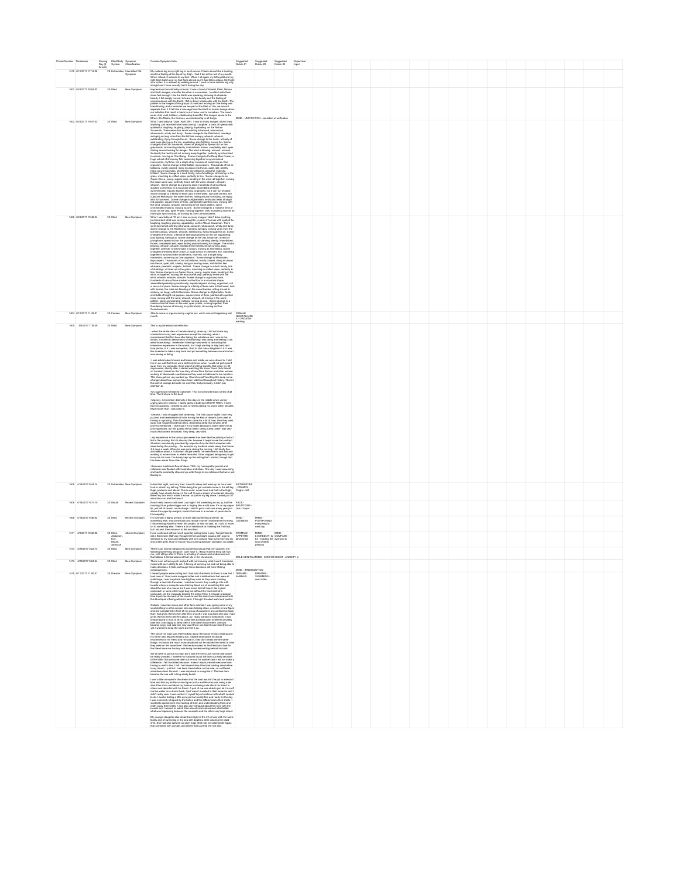| Prover Number | Timestamp | Proving Day (# format) | Mind/Body System | Symptom Classification | Concise Symptom Note | Suggested Rubric #1 | Suggested Rubric #2 | Suggested Rubric #3 | Supervisor Input |
|---|---|---|---|---|---|---|---|---|---|
| 1419 | 6/10/2017 17:14:28 | 29 | Extremities | Intensified Old Symptom | My restless leg in my right leg is much worse. | | | | |
| 1402 | 6/24/2017 20:04:03 | 30 | Mind | New Symptom | Impressions from all today at noon. It was a flood of Animal, Plant, Nature, and Earth images... | MIND - UNIFICATION - sensation of unification | | | |
| 1402 | 6/24/2017 19:47:02 | 30 | Mind | New Symptom | What I saw today at 12pm... | | | | |
| 1402 | 6/24/2017 19:48:34 | 30 | Mind | New Symptom | What I saw today at 12 pm... | | | | |
| 1404 | 6/10/2017 11:43:01 | 30 | Female | New Symptom | Able to come to orgasm during vaginal sex, which was not happening last month. | FEMALE GENITALIA/SEX - ORGASM - wanting | | | |
| 1405 | 5/9/2017 7:16:39 | 30 | Mind | New Symptom | This is a post-extraction reflection: | | | | |
| 1408 | 4/19/2017 9:43:14 | 30 | Extremities | New Symptom | In bed last night... | EXTREMITIES - CRAMPS - Thighs - left | | | |
| 1408 | 4/19/2017 9:51:10 | 30 | Mouth | Recent Symptom | Now I really have a cold sore... | FACE - ERUPTIONS - Lips - Upper | | | |
| 1408 | 4/19/2017 9:36:50 | 30 | Mind | Recent Symptom | I'm normally a flighty person... | MIND - LAZINESS | MIND - POSTPONING everything to next day | | |
| 1411 | 4/16/2017 19:32:02 | 30 | Mind, Abdomen, Eye, Mouth, Stomach | Altered Symptom | | STOMACH - APPETITE - diminished | MIND - LOOKED AT; to be - evading the look of other persons | MIND - COMPANY - aversion to | |
| 1413 | 4/29/2017 0:23:13 | 30 | Mind | New Symptom | There is an intense attraction to something sexual... | MALE GENITALIA | MIND - CONFUSION | CHEST - ANXIETY in | |
| 1413 | 4/29/2017 0:24:04 | 30 | Mind | New Symptom | There is an extreme push and pull... | MIND - IRRESOLUTION | | | |
| 1415 | 6/11/2017 11:05:01 | 30 | Dreams | New Symptom | I dreamt people were visiting... | DREAMS - ANIMALS | DREAMS - SWIMMING - sea; in the | | |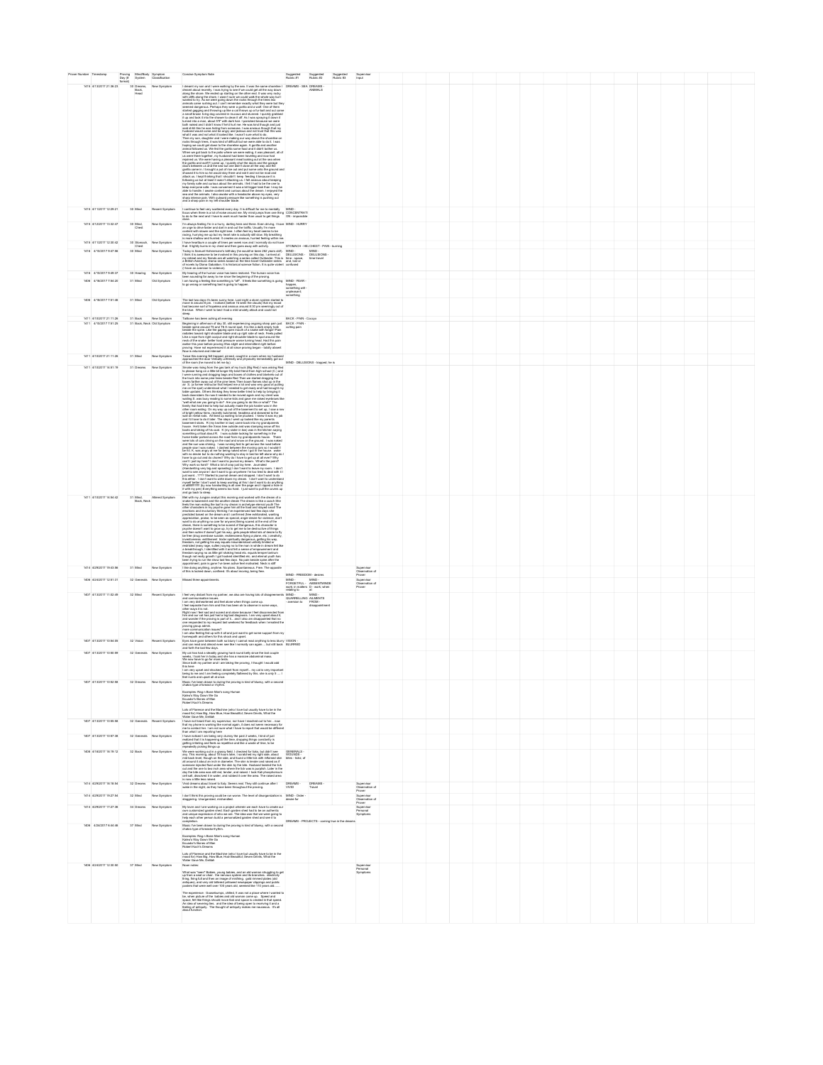| Prover Number | Timestamp | Proving Day (# format) | Mind/Body System | Symptom Classification | Concise Symptom Note | Suggested Rubric #1 | Suggested Rubric #2 | Suggested Rubric #3 | Supervisor Input |
|---|---|---|---|---|---|---|---|---|---|
| 1419 | 6/13/2017 21:38:23 | 30 | Dreams, Back, Head | New Symptom | | DREAMS - SEA | DREAMS - ANIMALS | | |
| 1415 | 6/13/2017 12:29:21 | 30 | Mind | Recent Symptom | | MIND - CONCENTRATION - impossible | | | |
| 1415 | 6/12/2017 11:32:47 | 30 | Mind, Chest | New Symptom | | MIND - HURRY | | | |
| 1415 | 6/13/2017 12:30:42 | 30 | Stomach, Chest | New Symptom | | STOMACH - HEARTBURN - CHEST - PAIN - burning | | | |
| 1416 | 4/16/2017 9:47:56 | 30 | Mind | New Symptom | | MIND - DELUSIONS - time - space | MIND - DELUSIONS - time travel | | |
| 1416 | 4/16/2017 9:49:27 | 30 | Hearing | New Symptom | | | | | |
| 1408 | 4/18/2017 7:56:20 | 31 | Mind | Old Symptom | | MIND - FEAR - happen, something will - unpleasant, something | | | |
| 1408 | 4/18/2017 7:51:46 | 31 | Mind | Old Symptom | | | | | |
| 1411 | 6/13/2017 21:11:26 | 31 | Back | New Symptom | | BACK - PAIN - Coccyx | | | |
| 1411 | 4/18/2017 7:51:29 | 31 | Back, Neck | Old Symptom | | BACK - PAIN - cutting pain | | | |
| 1411 | 6/13/2017 21:11:26 | 31 | Mind | New Symptom | | MIND - DELUSIONS - trapped, he is | | | |
| 1411 | 6/13/2017 14:51:15 | 31 | Dreams | New Symptom | | | | | |
| 1411 | 6/13/2017 14:54:42 | 31 | Mind, Back, Neck | Altered Symptom | | | | | |
| 1414 | 6/29/2017 19:43:38 | 31 | Mind | New Symptom | | MIND - FREEDOM - desires | | | Supervisor Observation of Prover |
| 1408 | 6/24/2017 12:51:31 | 32 | Generals | New Symptom | | MIND - FORGETFUL - work, in matters relating to | MIND - ABSENTMINDED - work, when at | | Supervisor Observation of Prover |
| 1407 | 6/13/2017 11:32:49 | 32 | Mind | Recent Symptom | | MIND - QUARRELLING - aversion to | MIND - AILMENTS FROM - disappointment | | |
| 1407 | 6/13/2017 10:54:05 | 32 | Vision | Recent Symptom | | VISION - BLURRED | | | |
| 1407 | 6/13/2017 10:50:09 | 32 | Generals | New Symptom | | | | | |
| 1407 | 6/13/2017 10:52:56 | 32 | Dreams | New Symptom | | | | | |
| 1407 | 6/13/2017 10:56:58 | 32 | Generals | Recent Symptom | | | | | |
| 1407 | 6/13/2017 10:57:38 | 32 | Generals | New Symptom | | | | | |
| 1408 | 6/18/2017 10:78:12 | 32 | Back | New Symptom | | GENERALS - WOUNDS - bites - ticks; of | | | |
| 1414 | 6/29/2017 19:18:34 | 32 | Dreams | New Symptom | | DREAMS - VIVID | DREAMS - Travel | | Supervisor Observation of Prover |
| 1414 | 6/29/2017 19:27:04 | 32 | Mind | New Symptom | | MIND - Order - desire for | | | Supervisor Observation of Prover |
| 1414 | 6/29/2017 17:27:36 | 34 | Dreams | New Symptom | | DREAMS - PROJECTS - coming true in the dreams | | | Supervisor Personal Symptoms |
| 1408 | 4/26/2017 6:44:48 | 37 | Mind | New Symptom | | | | | |
| 1408 | 6/24/2017 12:35:00 | 37 | Mind | New Symptom | | | | | Supervisor Personal Symptoms |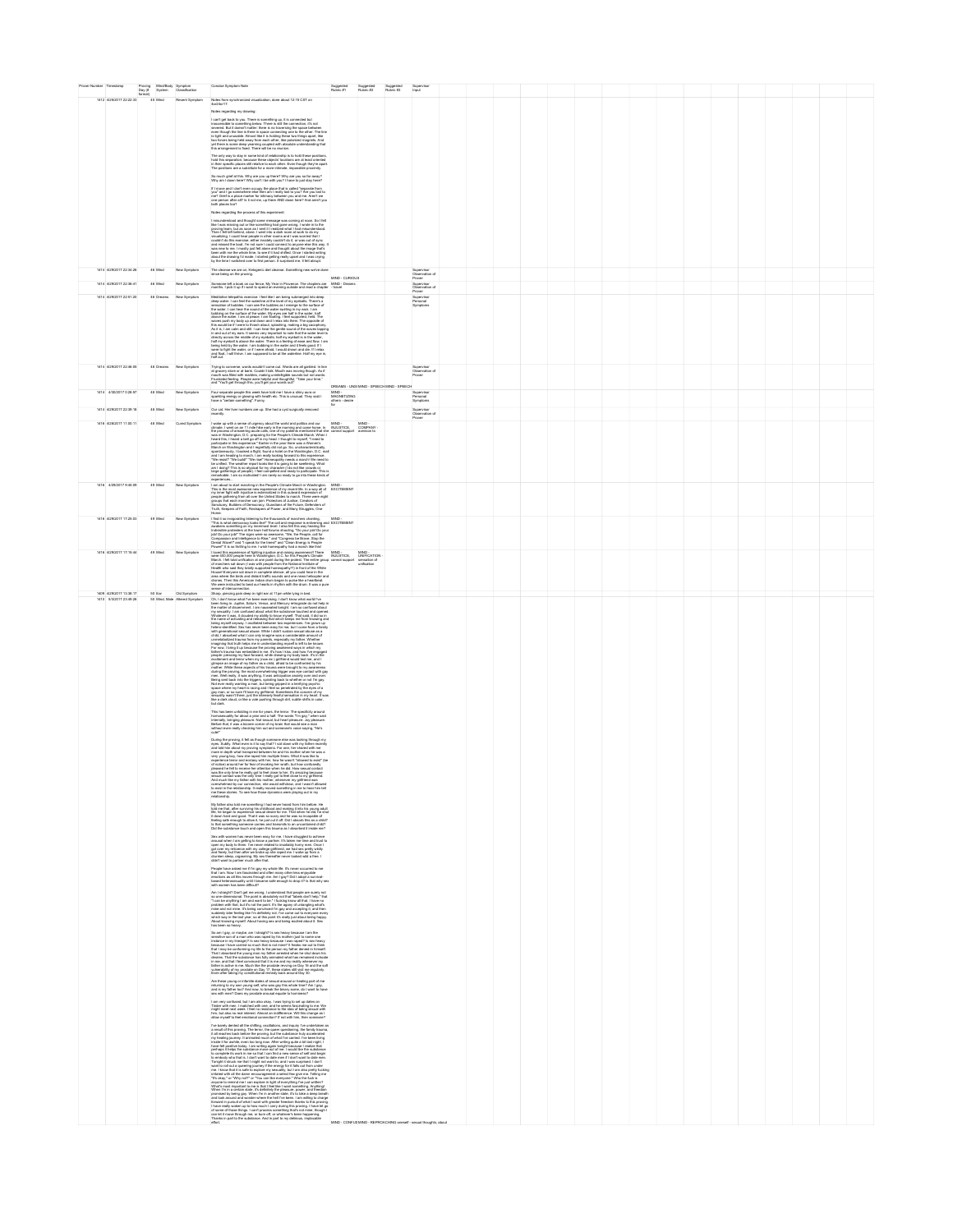| Prover Number | Timestamp | Proving Day (# format) | Mind/Body System | Symptom Classification | Concise Symptom Note | Suggested Rubric #1 | Suggested Rubric #2 | Suggested Rubric #3 | Supervisor Input |
|---|---|---|---|---|---|---|---|---|---|
| 1412 | 4/29/2017 22:22:33 | 49 | Mind | Recent Symptom | | | | | |
| 1414 | 4/29/2017 22:34:26 | 49 | Mind | New Symptom | | MIND - CURIOUS | | | Supervisor Observation of Prover |
| 1414 | 4/29/2017 22:38:41 | 49 | Mind | New Symptom | | MIND - Dreams - novel | | | Supervisor Observation of Prover |
| 1414 | 4/29/2017 22:51:20 | 49 | Dreams | New Symptom | | | | | Supervisor Personal Symptoms |
| 1414 | 4/29/2017 22:46:05 | 49 | Dreams | New Symptom | | DREAMS - UNSI | MIND - SPEECH | MIND - SPEECH | Supervisor Observation of Prover |
| 1414 | 4/30/2017 0:28:57 | 49 | Mind | New Symptom | | MIND - MAGNETIZING others - desire for | | | Supervisor Personal Symptoms |
| 1414 | 4/29/2017 22:35:18 | 49 | Mind | New Symptom | | | | | Supervisor Observation of Prover |
| 1416 | 4/29/2017 11:00:11 | 49 | Mind | Cured Symptom | | MIND - INJUSTICE, cannot support | MIND - COMPANY - aversion to | | |
| 1416 | 4/29/2017 9:45:39 | 49 | Mind | New Symptom | | MIND - EXCITEMENT | | | |
| 1416 | 4/29/2017 17:25:03 | 49 | Mind | New Symptom | | MIND - EXCITEMENT | | | |
| 1416 | 4/29/2017 17:15:44 | 49 | Mind | New Symptom | | MIND - INJUSTICE, cannot support | MIND - UNIFICATION - sensation of unification | | |
| 1409 | 4/29/2017 15:38:17 | 50 | Ear | Old Symptom | Sharp, piercing pain deep in right ear at 11pm while lying in bed. | | | | |
| 1410 | 5/3/2017 23:48:26 | 50 | Mind, Male | Altered Symptom | | MIND - CONFUSION | MIND - REPROACHING oneself - sexual thoughts; about | | |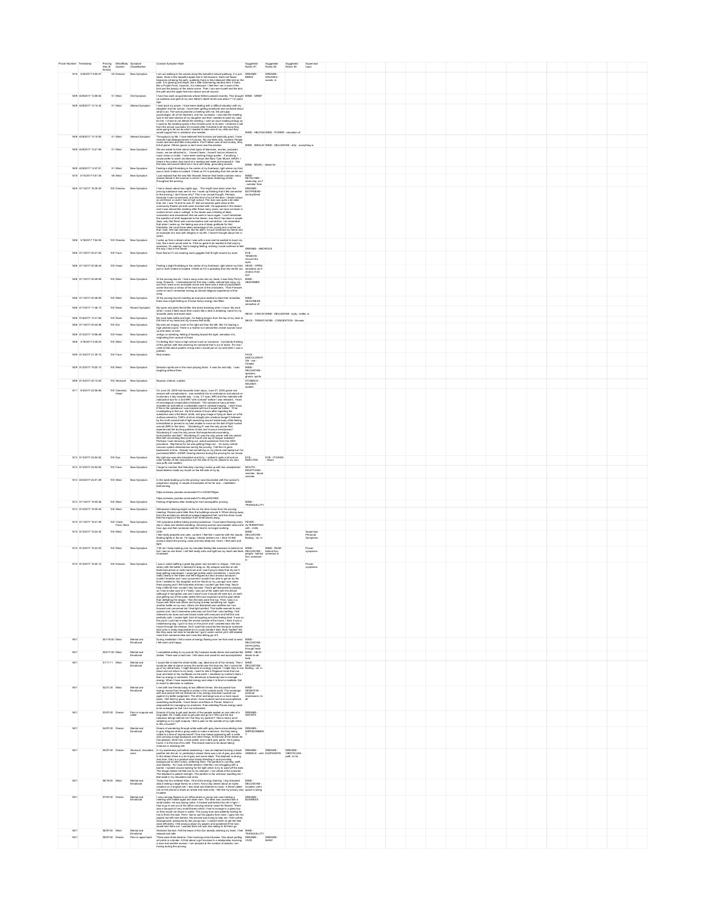| Prover Number | Timestamp | Proving Day (# format) | Mind/Body System | Symptom Classification | Concise Symptom Note | Suggested Rubric #1 | Suggested Rubric #2 | Suggested Rubric #3 | Supervisor Input |
|---|---|---|---|---|---|---|---|---|---|
| 1414 | 4/30/2017 8:05:47 | 50 | Dreams | New Symptom | I am out walking in the woods along this beautiful natural pathway, it is pre-dawn, there is this beautiful apple tree in full blossom; there are flower blossoms all along the path; suddenly there is this iridescent little bird on the path. It is glowing and bright, like a little shimmering rainbow bird. It looks like a Purple Finch, however, it is iridescent. I feel like I am in awe of the bird and the beauty of the whole scene. Then I can see myself and the bird, the path and the apple tree from above and all around. | DREAMS - BIRDS | DREAMS - WALKING - woods, in | | |
| 1409 | 6/28/2017 13:08:52 | 51 | Mind | Old Symptom | I have two work acquaintances whose fathers passed recently. This brought up sadness and grief of my own father's death which was about 7 1/2 years ago. | MIND - GRIEF | | | |
| 1409 | 6/28/2017 13:14:32 | 51 | Mind | Altered Symptom | I took back my power. I have been dealing with a difficult situation with my daughter and her school. I have been getting emotional and confused about what to do. | MIND - HELPLESSNESS | MIND - POWER - sensation of | | |
| 1409 | 6/28/2017 13:10:50 | 51 | Mind | Altered Symptom | Throughout my life, I have believed that humans are basically good. I have recently has disappointment in humans. | MIND - IDEALISTIC | MIND - DELUSIONS - dirty - everything is | | |
| 1409 | 6/28/2017 13:21:09 | 51 | Mind | New Symptom | We are asked to think about what types of television, movies, podcasts, music, we are attracted to. | MIND - MUSIC - desire for | | | |
| 1409 | 6/28/2017 13:27:01 | 51 | Mind | New Symptom | Feeling a slight throbbing in the center of my forehead, right where my third eye or sixth chakra is located. It feels as if it is pulsating from the center out. | | | | |
| 1416 | 5/13/2017 5:51:35 | 98 | Mind | New Symptom | I just realized that the new film Wonder Woman that I watched contains many scenes filmed in the manner in which I have been dreaming of late throughout the proving. | MIND - DETACHED - observing, as if - outsider, from | | | |
| 1409 | 3/11/2017 16:30:00 | 100 | Dreams | New Symptom | I had a dream about two nights ago. This might have been when the proving substance was sent to me. | DREAMS - BOYFRIEND - old boyfriend | | | |
| 1406 | 3/19/2017 7:54:53 | 100 | Dreams | New Symptom | I woke up from a dream where I was with a man and he wanted to touch my hair. | DREAMS - AMOROUS | | | |
| 1409 | 3/11/2017 20:41:54 | 100 | Face | New Symptom | Eyes feel as if I am wearing swim goggles that fit tight around my eyes. | EYE - TENSION - Around the eyes | | | |
| 1409 | 3/11/2017 20:09:44 | 100 | Head | New Symptom | Feeling a slight throbbing in the center of my forehead, right where my third eye or sixth chakra is located. It feels as if it is pulsating from the center out. | HEAD - OPEN; sensation as if - chakra third eye | | | |
| 1409 | 3/11/2017 20:49:09 | 100 | Mind | New Symptom | At the proving launch, I had a song come into my head, it was Katy Perry's song, Firework. | MIND - ABSORBED | | | |
| 1409 | 3/11/2017 20:46:55 | 100 | Mind | New Symptom | At the proving launch meeting as everyone started to take their remedies, there was a tight feeling as if some heavy energy had lifted. | MIND - HEAVINESS - sensation of | | | |
| 1409 | 3/17/2017 11:46:13 | 100 | Neck | Recent Symptom | My spine and joints feel a little, like sticks breaking when I move. My neck when I crack it feels stuck like cracks like a stick is breaking, same for my shoulder joints and lower back. | NECK - CRACKING | MIND - DELUSIONS - body - brittle, is | | |
| 1409 | 3/19/2017 13:21:36 | 100 | Neck | New Symptom | My neck feels brittle and tight. I'm feeling tension from the top of my neck to the front of my head and my sinuses feel stuffy. | NECK - TENSION | NOSE - CONGESTION - Sinuses | | |
| 1409 | 3/11/2017 20:44:48 | 100 | Ear | New Symptom | My ears are ringing. There is a rhythm to it almost like cricket sounds move up and down in tone. | | | | |
| 1406 | 3/12/2017 10:06:48 | 100 | Head | New Symptom | vertigo on standing, feeling of leaning toward the right, sensation it is originating from occiput of head. | | | | |
| 1406 | 3/19/2017 6:09:23 | 100 | Mind | New Symptom | I'm feeling like I have a high school crush on someone. | | | | |
| 1409 | 3/13/2017 21:35:14 | 100 | Face | New Symptom | Red cheeks | FACE - DISCOLORATION - red - Cheeks | | | |
| 1409 | 3/11/2017 19:20:13 | 100 | Mind | New Symptom | Delusion spirits are in the room playing tricks. It was fun and silly. I was laughing without them. | MIND - DELUSIONS - specters, ghosts, spirits | | | |
| 1409 | 3/13/2017 21:13:20 | 100 | Stomach | New Symptom | Nausea, intense, sudden. | STOMACH - NAUSEA - sudden | | | |
| 1411 | 5/4/2017 22:08:06 | 100 | Generals, Head | New Symptom | On June 29, 2009 I had traumatic brain injury. | | | | |
| 1412 | 3/13/2017 22:54:52 | 100 | Eye | New Symptom | My right eye was also bloodshot and itchy. | EYE - INJECTED | EYE - ITCHING - Right | | |
| 1412 | 3/13/2017 22:54:52 | 100 | Face | New Symptom | I forgot to mention that Saturday morning I woke up with two unexplained blood blisters inside my mouth on the left side of my lip. | MOUTH - ERUPTIONS - vesicles - blood vesicles | | | |
| 1412 | 6/23/2017 22:01:29 | 100 | Mind | New Symptom | In the week leading up to the proving I was fascinated with this woman's polyphonic singing. | | | | |
| 1413 | 3/11/2017 19:29:38 | 100 | Mind | New Symptom | Feeling of lightness after meeting for the homeopathic proving. | MIND - TRANQUILLITY | | | |
| 1413 | 3/12/2017 19:30:24 | 100 | Mind | New Symptom | Witnessed a blazing bright car fire on the drive home from the proving meeting. | | | | |
| 1419 | 3/11/2017 19:41:39 | 100 | Chest, Face, Neck | New Symptom | 100 symptoms before taking proving substance. | FEVER - ALTERNATING with - chills | | | |
| 1419 | 3/12/2017 15:24:34 | 100 | Mind | New Symptom | I feel really peaceful and calm, content. I feel like I could be with the clouds, floating lightly in the air. | MIND - DELUSIONS - floating - air, in | | | Supervisor Personal Symptoms |
| 1419 | 3/12/2017 15:23:03 | 100 | Mind | New Symptom | 7:00 am I keep looking over my shoulder feeling like someone is behind me but I see no one there. | MIND - DELUSIONS - people - behind him, someone is | MIND - FEAR - behind him, someone is | | Prover symptoms |
| 1419 | 3/12/2017 15:20:12 | 100 | Dreams | New Symptom | I was in water battling a great big green sea monster or dragon. | | | | Prover symptoms |
| 1401 | | 00/15:00 | Mind | Mental and Emotional | During meditation I felt a wave of energy flowing over me from east to west. I felt warm and happy. | MIND - DELUSIONS - waves going through head | | | |
| 1401 | | 00/21:00 | Mind | Mental and Emotional | I completed writing in my journal. My husband made dinner and washed the dishes. There was a hard rain. I felt clean and cared for and accomplished. | MIND - HELD - desire to be held | | | |
| 1401 | | 01/11:11 | Mind | Mental and Emotional | I would like to take the whole bottle, cap, label and all of the remedy. | MIND - DELUSIONS - floating - air, in | | | |
| 1401 | | 02/21:30 | Mind | Mental and Emotional | I met with two friends today at two different times. | MIND - SENSITIVE - external impressions, to all | | | |
| 1401 | | 03/07:00 | Dream | Pain in scapula and ankle | Dream of trying to get past barrier of five people seated on one side of a long table. | DREAMS - GHOSTS | | | |
| 1401 | | 04/07:00 | Dream | Mental and Emotional | Dream of wandering through white walls with grey doors. | DREAMS - IMPRISONMENT | | | |
| 1401 | | 05/07:00 | Dream | Stomach, shoulders, arms | In my awareness just before awakening I see an elephant. | DREAMS - ANIMALS - wild | DREAMS - ELEPHANTS | DREAMS - OBSTACLES - path, in his | |
| 1401 | | 06/18:00 | Mind | Mental and Emotional | Today the Sun entered Aries. | MIND - DELUSIONS - invaded, one's space is being | | | |
| 1401 | | 07/07:00 | Dream | Mental and Emotional | I was carrying flowers to an office. | DREAMS - BUSINESS | | | |
| 1401 | | 08/07:00 | Mind | Mental and Emotional | Watched Sunrise. Felt the beams of the Sun directly entering my heart. I feel relaxed and safe. | MIND - TRANQUILLITY | | | |
| 1401 | | 09/07:00 | Dream | Pain in upper back | There were three dreams. One involving school busses. One about putting art prints in a binder. A third about a girl involved in a relationship involving a man and another woman. I am amazed at the number of dreams I am having during this proving. | DREAMS - VIVID | DREAMS - MANY | | |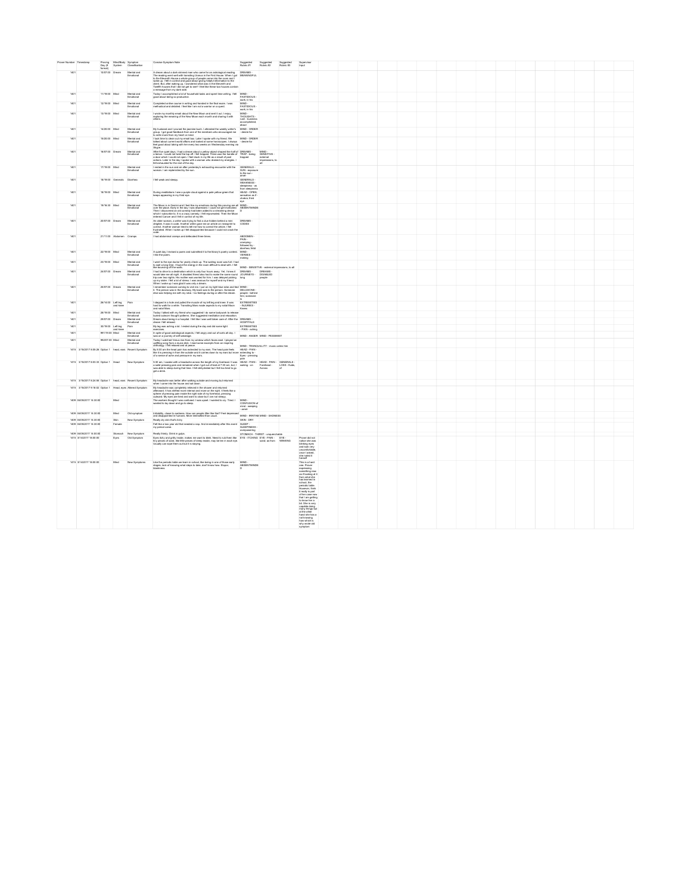| Prover Number | Timestamp | Proving Day (# format) | Mind/Body System | Symptom Classification | Concise Symptom Note | Suggested Rubric #1 | Suggested Rubric #2 | Suggested Rubric #3 | Supervisor Input |
|---|---|---|---|---|---|---|---|---|---|
| 1401 | | 10/07:00 | Dream | Mental and Emotional | A dream about a dark skinned man who came for an astrological reading. The reading went well with transiting Uranus in the First House. When I got to the Eleventh House a whole group of people came into the room and I woke up. I felt in control and good about giving helpful information to the client. But, after waking up, I wondered what was in the Eleventh and Twelfth houses that I did not get to see? I feel like these two houses contain a message from my dark side. | DREAMS - MEANINGFUL | | | |
| 1401 | | 11/18:00 | Mind | Mental and Emotional | Today I accomplished a lot of household tasks and spent time writing. I felt good about being so productive. | MIND - FASTIDIOUS - work; in his | | | |
| 1401 | | 12/18:00 | Mind | Mental and Emotional | Completed online course in writing and handed in the final exam. I was methodical and detailed. I feel like I am not a warrior on a quest. | MIND - FASTIDIOUS - work; in his | | | |
| 1401 | | 13/18:00 | Mind | Mental and Emotional | I wrote my monthly email about the New Moon and sent it out. I enjoy exploring the meaning of the New Moon each month and sharing it with others. | MIND - THOUGHTS - rush - business accomplished; about | | | |
| 1401 | | 14/20:00 | Mind | Mental and Emotional | My husband and I pruned the jasmine bush. I attended the weekly writer's group. I got good feedback from one of the members who encouraged me to write more from my heart so mind. | MIND - ORDER - desire for | | | |
| 1401 | | 15/20:00 | Mind | Mental and Emotional | I took time to clean out my email box. Later I spoke with my friend. We talked about current world affairs and looked at some horoscopes. I always feel good about talking with him every two weeks on Wednesday evening via Skype. | MIND - ORDER - desire for | | | |
| 1401 | | 16/07:00 | Dream | Mental and Emotional | After five quiet days, I had a dream about a yellow object shaped like half of a lemon. I could not hold the top off. I felt trapped. There was the handle of a door which I could not open. I feel stuck in my life as a result of past actions. Later in the day I spoke with a woman who drained my energies. I felt exhausted for the rest of the day. | DREAMS - TRAP - being trapped | MIND - SENSITIVE - external impressions, to all | | |
| 1401 | | 17/18:00 | Mind | Mental and Emotional | I rested in the sun and on after yesterday's exhausting encounter with the woman. I am replenished by the sun. | GENERALS - SUN - exposure to the sun - amel. | | | |
| 1401 | | 18/18:00 | Generals | Diarrhea | I felt weak and sleepy. | GENERALS - WEAKNESS - sleepiness - as from sleepiness | | | |
| 1401 | | 18/18:00 | Mind | Mental and Emotional | During meditations I see a purple cloud against a pale yellow green that keeps appearing in my third eye. | HEAD - OPEN; sensation as if - chakra; third eye | | | |
| 1401 | | 19/16:30 | Mind | Mental and Emotional | The Moon is in Gemini and I feel like my emotions during this proving are all over the place. Early in the day I was depressed. I could not get motivated. Then I discovered an old comedy had been added to a streaming device which I subscribe to. It is a crazy comedy. I felt rejuvenated. Then the Moon entered Cancer and I felt in control of my life. | MIND - ABSENTMINDED | | | |
| 1401 | | 20/07:00 | Dream | Mental and Emotional | An older woman, a writer was trying to find a clue hidden behind a mini dirigible. It was in code. Another writer gave me an article on newsprint to correct. Another woman tried to tell me how to correct the article. I felt frustrated. When I woke up I felt disappointed because I could not crack the code. | DREAMS - CODES | | | |
| 1401 | | 21/11:00 | Abdomen | Cramps | I had abdominal cramps and defecated three times. | ABDOMEN - PAIN - cramping - followed by diarrhea; fetid | | | |
| 1401 | | 22/18:00 | Mind | Mental and Emotional | A quiet day. I revised a poem and submitted it to the library's poetry contest. I like the poem. | MIND - VERSES - making | | | |
| 1401 | | 23/18:00 | Mind | Mental and Emotional | I went to the eye doctor for yearly check up. The waiting room was full. I had to wait a long time. I found the energy in the room difficult to deal with. I felt like bouncing off the walls. | MIND - SENSITIVE - external impressions, to all | | | |
| 1401 | | 24/07:00 | Dream | Mental and Emotional | I had to drive to a destination which is only four hours away. Yet, I knew it would take me all night. A disabled friend also had to make the same round trip over two nights. His mother was worried for him. I was delayed picking up my sister. I felt a lot of stress. I was anxious for myself and my friend. When I woke up I was glad it was only a dream. | DREAMS - JOURNEYS - long | DREAMS - DISABLED people | | |
| 1401 | | 25/07:00 | Dream | Mental and Emotional | I remember someone coming to visit me. I put on my light blue robe and tied it. The person was in the doorway. My back was to the person. Someone else was helping me with my robe. I no feelings during or after the dream. | MIND - DELUSIONS - people - behind him; someone is | | | |
| 1401 | | 26/14:00 | Left leg and knee | Pain | I stepped in a hole and pulled the muscle of my left leg and knee. It was hard to walk for a while. Transiting Mars made aspects to my natal Moon and natal Mars. | EXTREMITIES - INJURIES - Knees | | | |
| 1401 | | 28/18:00 | Mind | Mental and Emotional | Today I talked with my friend who suggested I do some bodywork to release buried outworn thought patterns. She suggested meditation and relaxation. | | | | |
| 1401 | | 29/07:00 | Dream | Mental and Emotional | Dreams about being in a hospital. I felt like I was well taken care of. After the dream I felt relaxed. | DREAMS - HOSPITALS | | | |
| 1401 | | 30/18:00 | Left leg and knee | Pain | My leg was aching a lot. I rested during the day and did some light exercises. | EXTREMITIES - PAIN - aching | | | |
| 1401 | | 99/11:00 | Mind | Mental and Emotional | In spite of good astrological aspects, I felt angry and out of sorts all day. I was on a journey of self-sabotage. | MIND - ANGER | MIND - PESSIMIST | | |
| 1401 | | 99/20:00 | Mind | Mental and Emotional | Today I watched Venus rise from my window which faces east. I played an uplifting song from a music disk. I read some excerpts from an inspiring anthology. I felt relaxed and at peace. | MIND - TRANQUILLITY - music amel. | | | |
| 1415 | 3/19/2017 6:09:26 | Option 1 | Head, ears | Recent Symptom | By 8:00 am the head pain has extended to my ears. The head pain feels like it is pressing in from the outside and it comes down to my ears but more of a sense of ache and pressure in my ears. | HEAD - PAIN - extending to - Eyes - pressing pain | | | |
| 1415 | 3/19/2017 6:03:33 | Option 1 | Head | New Symptom | 5:30 am, I awoke with a headache across the length of my forehead. It was a solid pressing pain and remained when I got out of bed at 7:30 am, but I was able to sleep during that time. I felt dehydrated but I felt too tired to go get a drink. | HEAD - PAIN - waking - on | HEAD - PAIN - Forehead - Across | GENERALS - LOSS - fluids; of | |
| 1415 | 3/19/2017 8:24:08 | Option 1 | Head, ears | Recent Symptom | My headache was better after walking outside and moving but returned when I came into the house and sat down. | | | | |
| 1415 | 3/19/2017 9:18:32 | Option 1 | Head, eyes | Altered Symptom | My headache was completely relieved in the shower and returned afterward. It has shifted more internal and more on the right. It feels like a sphere of pressing pain inside the right side of my forehead, pressing outward. My eyes are tired and want to close but I am not sleepy. | | | | |
| 1409 | 04/09/2017 14:30:00 | | Mind | | The workers thought I was confused. I was upset. I wanted to cry. Tired. I wanted to lay down and go to sleep. | MIND - CONFUSION of mind - weeping - cannot | | | |
| 1409 | 04/09/2017 14:30:00 | | Mind | Old symptom | Irritability, closer to sadness. How can people filter like that? Feel depressed and disappointed in humans. More intensified than usual. | MIND - IRRITABILITY | MIND - SADNESS | | |
| 1409 | 04/09/2017 14:30:00 | | Skin | New Symptom | Really dry skin that's itchy. | SKIN - DRY | | | |
| 1409 | 04/09/2017 14:30:00 | | Female | | Felt like a two year old that needed a nap. And immediately after this event my period came. | SLEEP - SLEEPINESS - overpowering | | | |
| 1409 | 04/09/2017 14:30:00 | | Stomach | New Symptom | Really thirsty. Drink in gulps. | STOMACH - THIRST - unquenchable | | | |
| 1415 | 3/14/2017 16:00:00 | | Eyes | Old Symptom | Eyes itchy and gritty inside, makes me want to blink. Need to rub them like tiny pieces of sand, like little pieces of sleep inside, may be two in each eye. Usually can wipe them out but it is staying. | EYE - ITCHING | EYE - PAIN - sand; as from | EYE - WINKING | Prover did not notice she was blinking eyes and was very uncomfortable. Once I asked, she noted it herself. |
| 1415 | 3/14/2017 16:00:00 | | Mind | New Symptoms | Like the periodic table we learn in school, like being in one of those early stages, lack of knowing what steps to take, don't know how. Stupor, blankness. | MIND - ABSENTMINDED | | | This is a hard one. Prover expressing something new as if looking at it from what she has learned in school, the periodic table. However, feels it really is part of her case now that I am getting to know her a bit. She is very capable doing many things but at the other hand she has a not knowing how what is, why words old symptom. |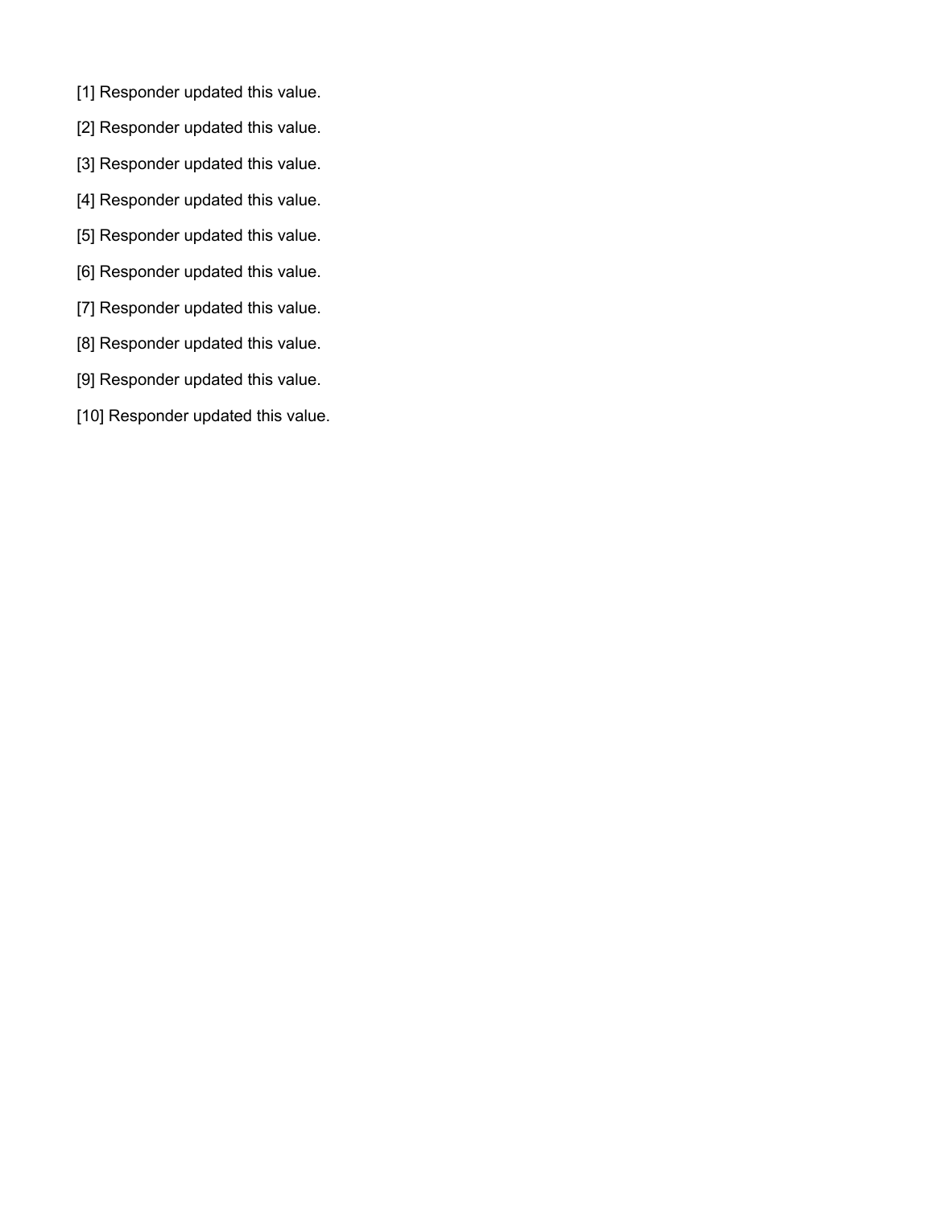[1] Responder updated this value.

[2] Responder updated this value.

[3] Responder updated this value.

[4] Responder updated this value.

[5] Responder updated this value.

[6] Responder updated this value.

[7] Responder updated this value.

[8] Responder updated this value.

[9] Responder updated this value.

[10] Responder updated this value.